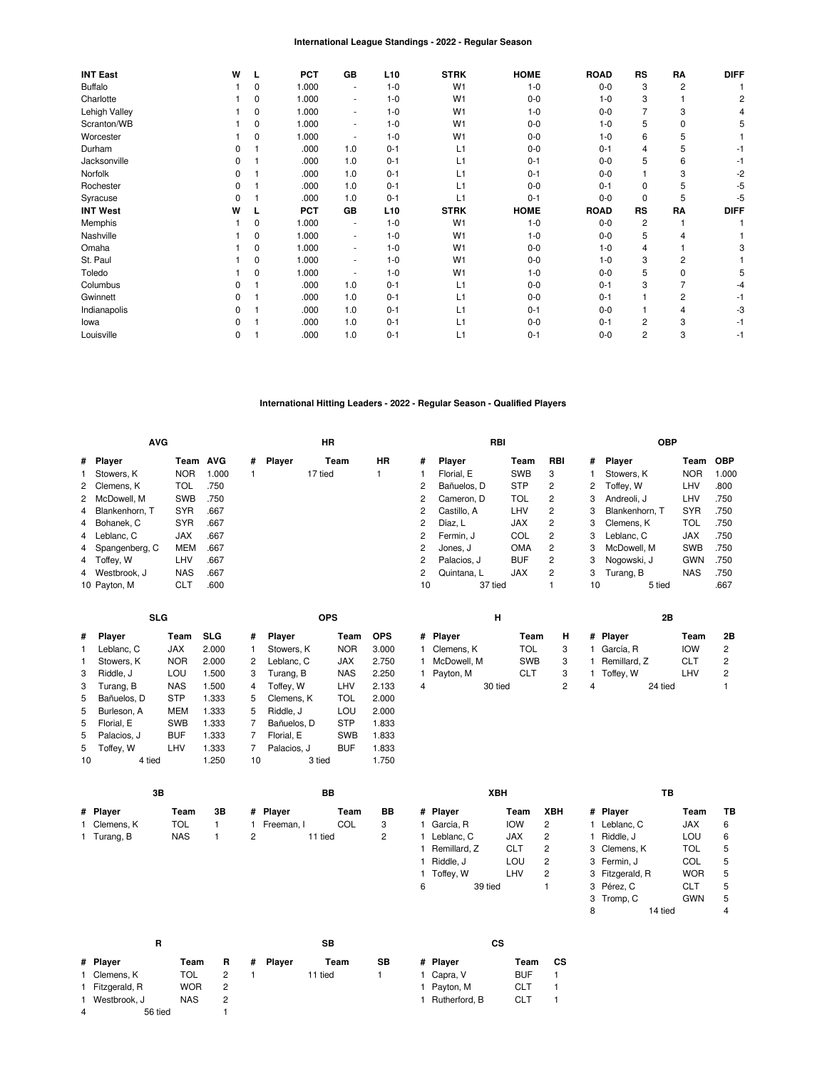## International League Standings - 2022 - Regular Season

| INT East | W | L | PCT | GB | L10 | STRK | HOME | ROAD | RS | RA | DIFF |
|---|---|---|---|---|---|---|---|---|---|---|---|
| Buffalo | 1 | 0 | 1.000 | - | 1-0 | W1 | 1-0 | 0-0 | 3 | 2 | 1 |
| Charlotte | 1 | 0 | 1.000 | - | 1-0 | W1 | 0-0 | 1-0 | 3 | 1 | 2 |
| Lehigh Valley | 1 | 0 | 1.000 | - | 1-0 | W1 | 1-0 | 0-0 | 7 | 3 | 4 |
| Scranton/WB | 1 | 0 | 1.000 | - | 1-0 | W1 | 0-0 | 1-0 | 5 | 0 | 5 |
| Worcester | 1 | 0 | 1.000 | - | 1-0 | W1 | 0-0 | 1-0 | 6 | 5 | 1 |
| Durham | 0 | 1 | .000 | 1.0 | 0-1 | L1 | 0-0 | 0-1 | 4 | 5 | -1 |
| Jacksonville | 0 | 1 | .000 | 1.0 | 0-1 | L1 | 0-1 | 0-0 | 5 | 6 | -1 |
| Norfolk | 0 | 1 | .000 | 1.0 | 0-1 | L1 | 0-1 | 0-0 | 1 | 3 | -2 |
| Rochester | 0 | 1 | .000 | 1.0 | 0-1 | L1 | 0-0 | 0-1 | 0 | 5 | -5 |
| Syracuse | 0 | 1 | .000 | 1.0 | 0-1 | L1 | 0-1 | 0-0 | 0 | 5 | -5 |
| **INT West** | **W** | **L** | **PCT** | **GB** | **L10** | **STRK** | **HOME** | **ROAD** | **RS** | **RA** | **DIFF** |
| Memphis | 1 | 0 | 1.000 | - | 1-0 | W1 | 1-0 | 0-0 | 2 | 1 | 1 |
| Nashville | 1 | 0 | 1.000 | - | 1-0 | W1 | 1-0 | 0-0 | 5 | 4 | 1 |
| Omaha | 1 | 0 | 1.000 | - | 1-0 | W1 | 0-0 | 1-0 | 4 | 1 | 3 |
| St. Paul | 1 | 0 | 1.000 | - | 1-0 | W1 | 0-0 | 1-0 | 3 | 2 | 1 |
| Toledo | 1 | 0 | 1.000 | - | 1-0 | W1 | 1-0 | 0-0 | 5 | 0 | 5 |
| Columbus | 0 | 1 | .000 | 1.0 | 0-1 | L1 | 0-0 | 0-1 | 3 | 7 | -4 |
| Gwinnett | 0 | 1 | .000 | 1.0 | 0-1 | L1 | 0-0 | 0-1 | 1 | 2 | -1 |
| Indianapolis | 0 | 1 | .000 | 1.0 | 0-1 | L1 | 0-1 | 0-0 | 1 | 4 | -3 |
| Iowa | 0 | 1 | .000 | 1.0 | 0-1 | L1 | 0-0 | 0-1 | 2 | 3 | -1 |
| Louisville | 0 | 1 | .000 | 1.0 | 0-1 | L1 | 0-1 | 0-0 | 2 | 3 | -1 |

## International Hitting Leaders - 2022 - Regular Season - Qualified Players

### AVG

| # | Player | Team | AVG |
|---|---|---|---|
| 1 | Stowers, K | NOR | 1.000 |
| 2 | Clemens, K | TOL | .750 |
| 2 | McDowell, M | SWB | .750 |
| 4 | Blankenhorn, T | SYR | .667 |
| 4 | Bohanek, C | SYR | .667 |
| 4 | Leblanc, C | JAX | .667 |
| 4 | Spangenberg, C | MEM | .667 |
| 4 | Toffey, W | LHV | .667 |
| 4 | Westbrook, J | NAS | .667 |
| 10 | Payton, M | CLT | .600 |

### HR

| # | Player | Team | HR |
|---|---|---|---|
| 1 | 17 tied | | 1 |

### RBI

| # | Player | Team | RBI |
|---|---|---|---|
| 1 | Florial, E | SWB | 3 |
| 2 | Bañuelos, D | STP | 2 |
| 2 | Cameron, D | TOL | 2 |
| 2 | Castillo, A | LHV | 2 |
| 2 | Díaz, L | JAX | 2 |
| 2 | Fermin, J | COL | 2 |
| 2 | Jones, J | OMA | 2 |
| 2 | Palacios, J | BUF | 2 |
| 2 | Quintana, L | JAX | 2 |
| 10 | 37 tied | | 1 |

### OBP

| # | Player | Team | OBP |
|---|---|---|---|
| 1 | Stowers, K | NOR | 1.000 |
| 2 | Toffey, W | LHV | .800 |
| 3 | Andreoli, J | LHV | .750 |
| 3 | Blankenhorn, T | SYR | .750 |
| 3 | Clemens, K | TOL | .750 |
| 3 | Leblanc, C | JAX | .750 |
| 3 | McDowell, M | SWB | .750 |
| 3 | Nogowski, J | GWN | .750 |
| 3 | Turang, B | NAS | .750 |
| 10 | 5 tied | | .667 |

### SLG

| # | Player | Team | SLG |
|---|---|---|---|
| 1 | Leblanc, C | JAX | 2.000 |
| 1 | Stowers, K | NOR | 2.000 |
| 3 | Riddle, J | LOU | 1.500 |
| 3 | Turang, B | NAS | 1.500 |
| 5 | Bañuelos, D | STP | 1.333 |
| 5 | Burleson, A | MEM | 1.333 |
| 5 | Florial, E | SWB | 1.333 |
| 5 | Palacios, J | BUF | 1.333 |
| 5 | Toffey, W | LHV | 1.333 |
| 10 | 4 tied | | 1.250 |

### OPS

| # | Player | Team | OPS |
|---|---|---|---|
| 1 | Stowers, K | NOR | 3.000 |
| 2 | Leblanc, C | JAX | 2.750 |
| 3 | Turang, B | NAS | 2.250 |
| 4 | Toffey, W | LHV | 2.133 |
| 5 | Clemens, K | TOL | 2.000 |
| 5 | Riddle, J | LOU | 2.000 |
| 7 | Bañuelos, D | STP | 1.833 |
| 7 | Florial, E | SWB | 1.833 |
| 7 | Palacios, J | BUF | 1.833 |
| 10 | 3 tied | | 1.750 |

### H

| # | Player | Team | H |
|---|---|---|---|
| 1 | Clemens, K | TOL | 3 |
| 1 | McDowell, M | SWB | 3 |
| 1 | Payton, M | CLT | 3 |
| 4 | 30 tied | | 2 |

### 2B

| # | Player | Team | 2B |
|---|---|---|---|
| 1 | García, R | IOW | 2 |
| 1 | Remillard, Z | CLT | 2 |
| 1 | Toffey, W | LHV | 2 |
| 4 | 24 tied | | 1 |

### 3B

| # | Player | Team | 3B |
|---|---|---|---|
| 1 | Clemens, K | TOL | 1 |
| 1 | Turang, B | NAS | 1 |

### BB

| # | Player | Team | BB |
|---|---|---|---|
| 1 | Freeman, I | COL | 3 |
| 2 | 11 tied | | 2 |

### XBH

| # | Player | Team | XBH |
|---|---|---|---|
| 1 | García, R | IOW | 2 |
| 1 | Leblanc, C | JAX | 2 |
| 1 | Remillard, Z | CLT | 2 |
| 1 | Riddle, J | LOU | 2 |
| 1 | Toffey, W | LHV | 2 |
| 6 | 39 tied | | 1 |

### TB

| # | Player | Team | TB |
|---|---|---|---|
| 1 | Leblanc, C | JAX | 6 |
| 1 | Riddle, J | LOU | 6 |
| 3 | Clemens, K | TOL | 5 |
| 3 | Fermin, J | COL | 5 |
| 3 | Fitzgerald, R | WOR | 5 |
| 3 | Pérez, C | CLT | 5 |
| 3 | Tromp, C | GWN | 5 |
| 8 | 14 tied | | 4 |

### R

| # | Player | Team | R |
|---|---|---|---|
| 1 | Clemens, K | TOL | 2 |
| 1 | Fitzgerald, R | WOR | 2 |
| 1 | Westbrook, J | NAS | 2 |
| 4 | 56 tied | | 1 |

### SB

| # | Player | Team | SB |
|---|---|---|---|
| 1 | 11 tied | | 1 |

### CS

| # | Player | Team | CS |
|---|---|---|---|
| 1 | Capra, V | BUF | 1 |
| 1 | Payton, M | CLT | 1 |
| 1 | Rutherford, B | CLT | 1 |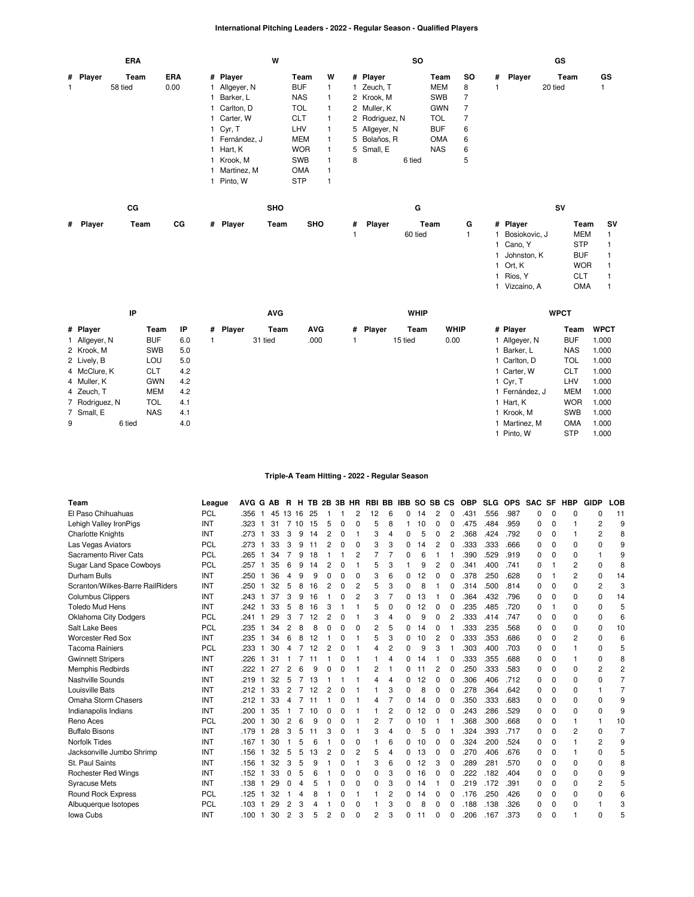# International Pitching Leaders - 2022 - Regular Season - Qualified Players

### ERA

| # | Player | Team | ERA |
|---|---|---|---|
| 1 | 58 tied | | 0.00 |

### W

| # | Player | Team | W |
|---|---|---|---|
| 1 | Allgeyer, N | BUF | 1 |
| 1 | Barker, L | NAS | 1 |
| 1 | Carlton, D | TOL | 1 |
| 1 | Carter, W | CLT | 1 |
| 1 | Cyr, T | LHV | 1 |
| 1 | Fernández, J | MEM | 1 |
| 1 | Hart, K | WOR | 1 |
| 1 | Krook, M | SWB | 1 |
| 1 | Martinez, M | OMA | 1 |
| 1 | Pinto, W | STP | 1 |

### SO

| # | Player | Team | SO |
|---|---|---|---|
| 1 | Zeuch, T | MEM | 8 |
| 2 | Krook, M | SWB | 7 |
| 2 | Muller, K | GWN | 7 |
| 2 | Rodriguez, N | TOL | 7 |
| 5 | Allgeyer, N | BUF | 6 |
| 5 | Bolaños, R | OMA | 6 |
| 5 | Small, E | NAS | 6 |
| 8 | 6 tied | | 5 |

### GS

| # | Player | Team | GS |
|---|---|---|---|
| 1 | 20 tied | | 1 |

### CG

| # | Player | Team | CG |
|---|---|---|---|

### SHO

| # | Player | Team | SHO |
|---|---|---|---|

### G

| # | Player | Team | G |
|---|---|---|---|
| 1 | 60 tied | | 1 |

### SV

| # | Player | Team | SV |
|---|---|---|---|
| 1 | Bosiokovic, J | MEM | 1 |
| 1 | Cano, Y | STP | 1 |
| 1 | Johnston, K | BUF | 1 |
| 1 | Ort, K | WOR | 1 |
| 1 | Ríos, Y | CLT | 1 |
| 1 | Vizcaíno, A | OMA | 1 |

### IP

| # | Player | Team | IP |
|---|---|---|---|
| 1 | Allgeyer, N | BUF | 6.0 |
| 2 | Krook, M | SWB | 5.0 |
| 2 | Lively, B | LOU | 5.0 |
| 4 | McClure, K | CLT | 4.2 |
| 4 | Muller, K | GWN | 4.2 |
| 4 | Zeuch, T | MEM | 4.2 |
| 7 | Rodriguez, N | TOL | 4.1 |
| 7 | Small, E | NAS | 4.1 |
| 9 | 6 tied | | 4.0 |

### AVG

| # | Player | Team | AVG |
|---|---|---|---|
| 1 | 31 tied | | .000 |

### WHIP

| # | Player | Team | WHIP |
|---|---|---|---|
| 1 | 15 tied | | 0.00 |

### WPCT

| # | Player | Team | WPCT |
|---|---|---|---|
| 1 | Allgeyer, N | BUF | 1.000 |
| 1 | Barker, L | NAS | 1.000 |
| 1 | Carlton, D | TOL | 1.000 |
| 1 | Carter, W | CLT | 1.000 |
| 1 | Cyr, T | LHV | 1.000 |
| 1 | Fernández, J | MEM | 1.000 |
| 1 | Hart, K | WOR | 1.000 |
| 1 | Krook, M | SWB | 1.000 |
| 1 | Martinez, M | OMA | 1.000 |
| 1 | Pinto, W | STP | 1.000 |

# Triple-A Team Hitting - 2022 - Regular Season

| Team | League | AVG | G | AB | R | H | TB | 2B | 3B | HR | RBI | BB | IBB | SO | SB | CS | OBP | SLG | OPS | SAC | SF | HBP | GIDP | LOB |
|---|---|---|---|---|---|---|---|---|---|---|---|---|---|---|---|---|---|---|---|---|---|---|---|---|
| El Paso Chihuahuas | PCL | .356 | 1 | 45 | 13 | 16 | 25 | 1 | 1 | 2 | 12 | 6 | 0 | 14 | 2 | 0 | .431 | .556 | .987 | 0 | 0 | 0 | 0 | 11 |
| Lehigh Valley IronPigs | INT | .323 | 1 | 31 | 7 | 10 | 15 | 5 | 0 | 0 | 5 | 8 | 1 | 10 | 0 | 0 | .475 | .484 | .959 | 0 | 0 | 1 | 2 | 9 |
| Charlotte Knights | INT | .273 | 1 | 33 | 3 | 9 | 14 | 2 | 0 | 1 | 3 | 4 | 0 | 5 | 0 | 2 | .368 | .424 | .792 | 0 | 0 | 1 | 2 | 8 |
| Las Vegas Aviators | PCL | .273 | 1 | 33 | 3 | 9 | 11 | 2 | 0 | 0 | 3 | 3 | 0 | 14 | 2 | 0 | .333 | .333 | .666 | 0 | 0 | 0 | 0 | 9 |
| Sacramento River Cats | PCL | .265 | 1 | 34 | 7 | 9 | 18 | 1 | 1 | 2 | 7 | 7 | 0 | 6 | 1 | 1 | .390 | .529 | .919 | 0 | 0 | 0 | 1 | 9 |
| Sugar Land Space Cowboys | PCL | .257 | 1 | 35 | 6 | 9 | 14 | 2 | 0 | 1 | 5 | 3 | 1 | 9 | 2 | 0 | .341 | .400 | .741 | 0 | 1 | 2 | 0 | 8 |
| Durham Bulls | INT | .250 | 1 | 36 | 4 | 9 | 9 | 0 | 0 | 0 | 3 | 6 | 0 | 12 | 0 | 0 | .378 | .250 | .628 | 0 | 1 | 2 | 0 | 14 |
| Scranton/Wilkes-Barre RailRiders | INT | .250 | 1 | 32 | 5 | 8 | 16 | 2 | 0 | 2 | 5 | 3 | 0 | 8 | 1 | 0 | .314 | .500 | .814 | 0 | 0 | 0 | 2 | 3 |
| Columbus Clippers | INT | .243 | 1 | 37 | 3 | 9 | 16 | 1 | 0 | 2 | 3 | 7 | 0 | 13 | 1 | 0 | .364 | .432 | .796 | 0 | 0 | 0 | 0 | 14 |
| Toledo Mud Hens | INT | .242 | 1 | 33 | 5 | 8 | 16 | 3 | 1 | 1 | 5 | 0 | 0 | 12 | 0 | 0 | .235 | .485 | .720 | 0 | 1 | 0 | 0 | 5 |
| Oklahoma City Dodgers | PCL | .241 | 1 | 29 | 3 | 7 | 12 | 2 | 0 | 1 | 3 | 4 | 0 | 9 | 0 | 2 | .333 | .414 | .747 | 0 | 0 | 0 | 0 | 6 |
| Salt Lake Bees | PCL | .235 | 1 | 34 | 2 | 8 | 8 | 0 | 0 | 0 | 2 | 5 | 0 | 14 | 0 | 1 | .333 | .235 | .568 | 0 | 0 | 0 | 0 | 10 |
| Worcester Red Sox | INT | .235 | 1 | 34 | 6 | 8 | 12 | 1 | 0 | 1 | 5 | 3 | 0 | 10 | 2 | 0 | .333 | .353 | .686 | 0 | 0 | 2 | 0 | 6 |
| Tacoma Rainiers | PCL | .233 | 1 | 30 | 4 | 7 | 12 | 2 | 0 | 1 | 4 | 2 | 0 | 9 | 3 | 1 | .303 | .400 | .703 | 0 | 0 | 1 | 0 | 5 |
| Gwinnett Stripers | INT | .226 | 1 | 31 | 1 | 7 | 11 | 1 | 0 | 1 | 1 | 4 | 0 | 14 | 1 | 0 | .333 | .355 | .688 | 0 | 0 | 1 | 0 | 8 |
| Memphis Redbirds | INT | .222 | 1 | 27 | 2 | 6 | 9 | 0 | 0 | 1 | 2 | 1 | 0 | 11 | 2 | 0 | .250 | .333 | .583 | 0 | 0 | 0 | 2 | 2 |
| Nashville Sounds | INT | .219 | 1 | 32 | 5 | 7 | 13 | 1 | 1 | 1 | 4 | 4 | 0 | 12 | 0 | 0 | .306 | .406 | .712 | 0 | 0 | 0 | 0 | 7 |
| Louisville Bats | INT | .212 | 1 | 33 | 2 | 7 | 12 | 2 | 0 | 1 | 1 | 3 | 0 | 8 | 0 | 0 | .278 | .364 | .642 | 0 | 0 | 0 | 1 | 7 |
| Omaha Storm Chasers | INT | .212 | 1 | 33 | 4 | 7 | 11 | 1 | 0 | 1 | 4 | 7 | 0 | 14 | 0 | 0 | .350 | .333 | .683 | 0 | 0 | 0 | 0 | 9 |
| Indianapolis Indians | INT | .200 | 1 | 35 | 1 | 7 | 10 | 0 | 0 | 1 | 1 | 2 | 0 | 12 | 0 | 0 | .243 | .286 | .529 | 0 | 0 | 0 | 0 | 9 |
| Reno Aces | PCL | .200 | 1 | 30 | 2 | 6 | 9 | 0 | 0 | 1 | 2 | 7 | 0 | 10 | 1 | 1 | .368 | .300 | .668 | 0 | 0 | 1 | 1 | 10 |
| Buffalo Bisons | INT | .179 | 1 | 28 | 3 | 5 | 11 | 3 | 0 | 1 | 3 | 4 | 0 | 5 | 0 | 1 | .324 | .393 | .717 | 0 | 0 | 2 | 0 | 7 |
| Norfolk Tides | INT | .167 | 1 | 30 | 1 | 5 | 6 | 1 | 0 | 0 | 1 | 6 | 0 | 10 | 0 | 0 | .324 | .200 | .524 | 0 | 0 | 1 | 2 | 9 |
| Jacksonville Jumbo Shrimp | INT | .156 | 1 | 32 | 5 | 5 | 13 | 2 | 0 | 2 | 5 | 4 | 0 | 13 | 0 | 0 | .270 | .406 | .676 | 0 | 0 | 1 | 0 | 5 |
| St. Paul Saints | INT | .156 | 1 | 32 | 3 | 5 | 9 | 1 | 0 | 1 | 3 | 6 | 0 | 12 | 3 | 0 | .289 | .281 | .570 | 0 | 0 | 0 | 0 | 8 |
| Rochester Red Wings | INT | .152 | 1 | 33 | 0 | 5 | 6 | 1 | 0 | 0 | 0 | 3 | 0 | 16 | 0 | 0 | .222 | .182 | .404 | 0 | 0 | 0 | 0 | 9 |
| Syracuse Mets | INT | .138 | 1 | 29 | 0 | 4 | 5 | 1 | 0 | 0 | 0 | 3 | 0 | 14 | 1 | 0 | .219 | .172 | .391 | 0 | 0 | 0 | 2 | 5 |
| Round Rock Express | PCL | .125 | 1 | 32 | 1 | 4 | 8 | 1 | 0 | 1 | 1 | 2 | 0 | 14 | 0 | 0 | .176 | .250 | .426 | 0 | 0 | 0 | 0 | 6 |
| Albuquerque Isotopes | PCL | .103 | 1 | 29 | 2 | 3 | 4 | 1 | 0 | 0 | 1 | 3 | 0 | 8 | 0 | 0 | .188 | .138 | .326 | 0 | 0 | 0 | 1 | 3 |
| Iowa Cubs | INT | .100 | 1 | 30 | 2 | 3 | 5 | 2 | 0 | 0 | 2 | 3 | 0 | 11 | 0 | 0 | .206 | .167 | .373 | 0 | 0 | 1 | 0 | 5 |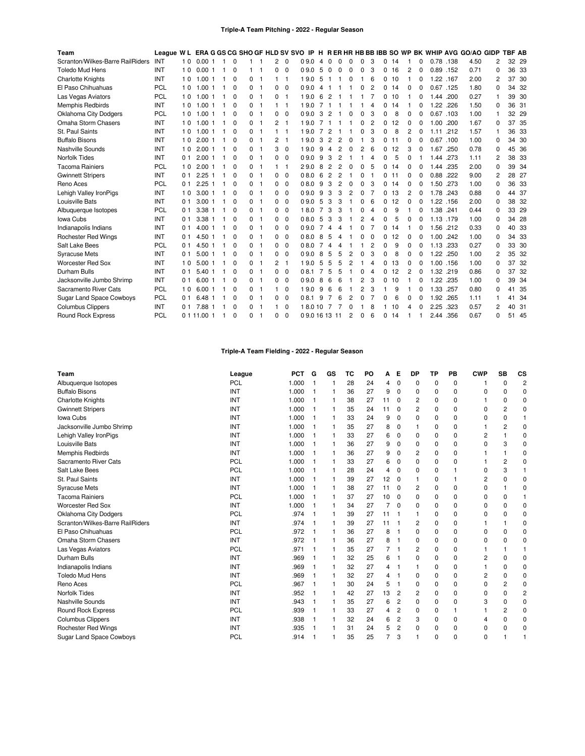**Triple-A Team Pitching - 2022 - Regular Season**

| Team | League | W | L | ERA | G | GS | CG | SHO | GF | HLD | SV | SVO | IP | H | R | ER | HR | HB | BB | IBB | SO | WP | BK | WHIP | AVG | GO/AO | GIDP | TBF | AB |
|---|---|---|---|---|---|---|---|---|---|---|---|---|---|---|---|---|---|---|---|---|---|---|---|---|---|---|---|---|---|
| Scranton/Wilkes-Barre RailRiders | INT | 1 | 0 | 0.00 | 1 | 1 | 0 | 1 | 1 | 2 | 0 | 0 | 9.0 | 4 | 0 | 0 | 0 | 0 | 3 | 0 | 14 | 1 | 0 | 0.78 | .138 | 4.50 | 2 | 32 | 29 |
| Toledo Mud Hens | INT | 1 | 0 | 0.00 | 1 | 1 | 0 | 1 | 1 | 0 | 0 | 0 | 9.0 | 5 | 0 | 0 | 0 | 0 | 3 | 0 | 16 | 2 | 0 | 0.89 | .152 | 0.71 | 0 | 36 | 33 |
| Charlotte Knights | INT | 1 | 0 | 1.00 | 1 | 1 | 0 | 0 | 1 | 1 | 1 | 1 | 9.0 | 5 | 1 | 1 | 0 | 1 | 6 | 0 | 10 | 1 | 0 | 1.22 | .167 | 2.00 | 2 | 37 | 30 |
| El Paso Chihuahuas | PCL | 1 | 0 | 1.00 | 1 | 1 | 0 | 0 | 1 | 0 | 0 | 0 | 9.0 | 4 | 1 | 1 | 1 | 0 | 2 | 0 | 14 | 0 | 0 | 0.67 | .125 | 1.80 | 0 | 34 | 32 |
| Las Vegas Aviators | PCL | 1 | 0 | 1.00 | 1 | 1 | 0 | 0 | 1 | 0 | 1 | 1 | 9.0 | 6 | 2 | 1 | 1 | 1 | 7 | 0 | 10 | 1 | 0 | 1.44 | .200 | 0.27 | 1 | 39 | 30 |
| Memphis Redbirds | INT | 1 | 0 | 1.00 | 1 | 1 | 0 | 0 | 1 | 1 | 1 | 1 | 9.0 | 7 | 1 | 1 | 1 | 1 | 4 | 0 | 14 | 1 | 0 | 1.22 | .226 | 1.50 | 0 | 36 | 31 |
| Oklahoma City Dodgers | PCL | 1 | 0 | 1.00 | 1 | 1 | 0 | 0 | 1 | 0 | 0 | 0 | 9.0 | 3 | 2 | 1 | 0 | 0 | 3 | 0 | 8 | 0 | 0 | 0.67 | .103 | 1.00 | 1 | 32 | 29 |
| Omaha Storm Chasers | INT | 1 | 0 | 1.00 | 1 | 1 | 0 | 0 | 1 | 2 | 1 | 1 | 9.0 | 7 | 1 | 1 | 1 | 0 | 2 | 0 | 12 | 0 | 0 | 1.00 | .200 | 1.67 | 0 | 37 | 35 |
| St. Paul Saints | INT | 1 | 0 | 1.00 | 1 | 1 | 0 | 0 | 1 | 1 | 1 | 1 | 9.0 | 7 | 2 | 1 | 1 | 0 | 3 | 0 | 8 | 2 | 0 | 1.11 | .212 | 1.57 | 1 | 36 | 33 |
| Buffalo Bisons | INT | 1 | 0 | 2.00 | 1 | 1 | 0 | 0 | 1 | 2 | 1 | 1 | 9.0 | 3 | 2 | 2 | 0 | 1 | 3 | 0 | 11 | 0 | 0 | 0.67 | .100 | 1.00 | 0 | 34 | 30 |
| Nashville Sounds | INT | 1 | 0 | 2.00 | 1 | 1 | 0 | 0 | 1 | 3 | 0 | 1 | 9.0 | 9 | 4 | 2 | 0 | 2 | 6 | 0 | 12 | 3 | 0 | 1.67 | .250 | 0.78 | 0 | 45 | 36 |
| Norfolk Tides | INT | 0 | 1 | 2.00 | 1 | 1 | 0 | 0 | 1 | 0 | 0 | 0 | 9.0 | 9 | 3 | 2 | 1 | 1 | 4 | 0 | 5 | 0 | 1 | 1.44 | .273 | 1.11 | 2 | 38 | 33 |
| Tacoma Rainiers | PCL | 1 | 0 | 2.00 | 1 | 1 | 0 | 0 | 1 | 1 | 1 | 2 | 9.0 | 8 | 2 | 2 | 0 | 0 | 5 | 0 | 14 | 0 | 0 | 1.44 | .235 | 2.00 | 0 | 39 | 34 |
| Gwinnett Stripers | INT | 0 | 1 | 2.25 | 1 | 1 | 0 | 0 | 1 | 0 | 0 | 0 | 8.0 | 6 | 2 | 2 | 1 | 0 | 1 | 0 | 11 | 0 | 0 | 0.88 | .222 | 9.00 | 2 | 28 | 27 |
| Reno Aces | PCL | 0 | 1 | 2.25 | 1 | 1 | 0 | 0 | 1 | 0 | 0 | 0 | 8.0 | 9 | 3 | 2 | 0 | 0 | 3 | 0 | 14 | 0 | 0 | 1.50 | .273 | 1.00 | 0 | 36 | 33 |
| Lehigh Valley IronPigs | INT | 1 | 0 | 3.00 | 1 | 1 | 0 | 0 | 1 | 0 | 0 | 0 | 9.0 | 9 | 3 | 3 | 2 | 0 | 7 | 0 | 13 | 2 | 0 | 1.78 | .243 | 0.88 | 0 | 44 | 37 |
| Louisville Bats | INT | 0 | 1 | 3.00 | 1 | 1 | 0 | 0 | 1 | 0 | 0 | 0 | 9.0 | 5 | 3 | 3 | 1 | 0 | 6 | 0 | 12 | 0 | 0 | 1.22 | .156 | 2.00 | 0 | 38 | 32 |
| Albuquerque Isotopes | PCL | 0 | 1 | 3.38 | 1 | 1 | 0 | 0 | 1 | 0 | 0 | 1 | 8.0 | 7 | 3 | 3 | 1 | 0 | 4 | 0 | 9 | 1 | 0 | 1.38 | .241 | 0.44 | 0 | 33 | 29 |
| Iowa Cubs | INT | 0 | 1 | 3.38 | 1 | 1 | 0 | 0 | 1 | 0 | 0 | 0 | 8.0 | 5 | 3 | 3 | 1 | 2 | 4 | 0 | 5 | 0 | 0 | 1.13 | .179 | 1.00 | 0 | 34 | 28 |
| Indianapolis Indians | INT | 0 | 1 | 4.00 | 1 | 1 | 0 | 0 | 1 | 0 | 0 | 0 | 9.0 | 7 | 4 | 4 | 1 | 0 | 7 | 0 | 14 | 1 | 0 | 1.56 | .212 | 0.33 | 0 | 40 | 33 |
| Rochester Red Wings | INT | 0 | 1 | 4.50 | 1 | 1 | 0 | 0 | 1 | 0 | 0 | 0 | 8.0 | 8 | 5 | 4 | 1 | 0 | 0 | 0 | 12 | 0 | 0 | 1.00 | .242 | 1.00 | 0 | 34 | 33 |
| Salt Lake Bees | PCL | 0 | 1 | 4.50 | 1 | 1 | 0 | 0 | 1 | 0 | 0 | 0 | 8.0 | 7 | 4 | 4 | 1 | 1 | 2 | 0 | 9 | 0 | 0 | 1.13 | .233 | 0.27 | 0 | 33 | 30 |
| Syracuse Mets | INT | 0 | 1 | 5.00 | 1 | 1 | 0 | 0 | 1 | 0 | 0 | 0 | 9.0 | 8 | 5 | 5 | 2 | 0 | 3 | 0 | 8 | 0 | 0 | 1.22 | .250 | 1.00 | 2 | 35 | 32 |
| Worcester Red Sox | INT | 1 | 0 | 5.00 | 1 | 1 | 0 | 0 | 1 | 2 | 1 | 1 | 9.0 | 5 | 5 | 5 | 2 | 1 | 4 | 0 | 13 | 0 | 0 | 1.00 | .156 | 1.00 | 0 | 37 | 32 |
| Durham Bulls | INT | 0 | 1 | 5.40 | 1 | 1 | 0 | 0 | 1 | 0 | 0 | 0 | 8.1 | 7 | 5 | 5 | 1 | 0 | 4 | 0 | 12 | 2 | 0 | 1.32 | .219 | 0.86 | 0 | 37 | 32 |
| Jacksonville Jumbo Shrimp | INT | 0 | 1 | 6.00 | 1 | 1 | 0 | 0 | 1 | 0 | 0 | 0 | 9.0 | 8 | 6 | 6 | 1 | 2 | 3 | 0 | 10 | 1 | 0 | 1.22 | .235 | 1.00 | 0 | 39 | 34 |
| Sacramento River Cats | PCL | 1 | 0 | 6.00 | 1 | 1 | 0 | 0 | 1 | 1 | 0 | 1 | 9.0 | 9 | 6 | 6 | 1 | 2 | 3 | 1 | 9 | 1 | 0 | 1.33 | .257 | 0.80 | 0 | 41 | 35 |
| Sugar Land Space Cowboys | PCL | 0 | 1 | 6.48 | 1 | 1 | 0 | 0 | 1 | 0 | 0 | 0 | 8.1 | 9 | 7 | 6 | 2 | 0 | 7 | 0 | 6 | 0 | 0 | 1.92 | .265 | 1.11 | 1 | 41 | 34 |
| Columbus Clippers | INT | 0 | 1 | 7.88 | 1 | 1 | 0 | 0 | 1 | 1 | 0 | 1 | 8.0 | 10 | 7 | 7 | 0 | 1 | 8 | 1 | 10 | 4 | 0 | 2.25 | .323 | 0.57 | 2 | 40 | 31 |
| Round Rock Express | PCL | 0 | 1 | 11.00 | 1 | 1 | 0 | 0 | 1 | 0 | 0 | 0 | 9.0 | 16 | 13 | 11 | 2 | 0 | 6 | 0 | 14 | 1 | 1 | 2.44 | .356 | 0.67 | 0 | 51 | 45 |

**Triple-A Team Fielding - 2022 - Regular Season**

| Team | League | PCT | G | GS | TC | PO | A | E | DP | TP | PB | CWP | SB | CS |
|---|---|---|---|---|---|---|---|---|---|---|---|---|---|---|
| Albuquerque Isotopes | PCL | 1.000 | 1 | 1 | 28 | 24 | 4 | 0 | 0 | 0 | 0 | 1 | 0 | 2 |
| Buffalo Bisons | INT | 1.000 | 1 | 1 | 36 | 27 | 9 | 0 | 0 | 0 | 0 | 0 | 0 | 0 |
| Charlotte Knights | INT | 1.000 | 1 | 1 | 38 | 27 | 11 | 0 | 2 | 0 | 0 | 1 | 0 | 0 |
| Gwinnett Stripers | INT | 1.000 | 1 | 1 | 35 | 24 | 11 | 0 | 2 | 0 | 0 | 0 | 2 | 0 |
| Iowa Cubs | INT | 1.000 | 1 | 1 | 33 | 24 | 9 | 0 | 0 | 0 | 0 | 0 | 0 | 1 |
| Jacksonville Jumbo Shrimp | INT | 1.000 | 1 | 1 | 35 | 27 | 8 | 0 | 1 | 0 | 0 | 1 | 2 | 0 |
| Lehigh Valley IronPigs | INT | 1.000 | 1 | 1 | 33 | 27 | 6 | 0 | 0 | 0 | 0 | 2 | 1 | 0 |
| Louisville Bats | INT | 1.000 | 1 | 1 | 36 | 27 | 9 | 0 | 0 | 0 | 0 | 0 | 3 | 0 |
| Memphis Redbirds | INT | 1.000 | 1 | 1 | 36 | 27 | 9 | 0 | 2 | 0 | 0 | 1 | 1 | 0 |
| Sacramento River Cats | PCL | 1.000 | 1 | 1 | 33 | 27 | 6 | 0 | 0 | 0 | 0 | 1 | 2 | 0 |
| Salt Lake Bees | PCL | 1.000 | 1 | 1 | 28 | 24 | 4 | 0 | 0 | 0 | 1 | 0 | 3 | 1 |
| St. Paul Saints | INT | 1.000 | 1 | 1 | 39 | 27 | 12 | 0 | 1 | 0 | 1 | 2 | 0 | 0 |
| Syracuse Mets | INT | 1.000 | 1 | 1 | 38 | 27 | 11 | 0 | 2 | 0 | 0 | 0 | 1 | 0 |
| Tacoma Rainiers | PCL | 1.000 | 1 | 1 | 37 | 27 | 10 | 0 | 0 | 0 | 0 | 0 | 0 | 1 |
| Worcester Red Sox | INT | 1.000 | 1 | 1 | 34 | 27 | 7 | 0 | 0 | 0 | 0 | 0 | 0 | 0 |
| Oklahoma City Dodgers | PCL | .974 | 1 | 1 | 39 | 27 | 11 | 1 | 1 | 0 | 0 | 0 | 0 | 0 |
| Scranton/Wilkes-Barre RailRiders | INT | .974 | 1 | 1 | 39 | 27 | 11 | 1 | 2 | 0 | 0 | 1 | 1 | 0 |
| El Paso Chihuahuas | PCL | .972 | 1 | 1 | 36 | 27 | 8 | 1 | 0 | 0 | 0 | 0 | 0 | 0 |
| Omaha Storm Chasers | INT | .972 | 1 | 1 | 36 | 27 | 8 | 1 | 0 | 0 | 0 | 0 | 0 | 0 |
| Las Vegas Aviators | PCL | .971 | 1 | 1 | 35 | 27 | 7 | 1 | 2 | 0 | 0 | 1 | 1 | 1 |
| Durham Bulls | INT | .969 | 1 | 1 | 32 | 25 | 6 | 1 | 0 | 0 | 0 | 2 | 0 | 0 |
| Indianapolis Indians | INT | .969 | 1 | 1 | 32 | 27 | 4 | 1 | 1 | 0 | 0 | 1 | 0 | 0 |
| Toledo Mud Hens | INT | .969 | 1 | 1 | 32 | 27 | 4 | 1 | 0 | 0 | 0 | 2 | 0 | 0 |
| Reno Aces | PCL | .967 | 1 | 1 | 30 | 24 | 5 | 1 | 0 | 0 | 0 | 0 | 2 | 0 |
| Norfolk Tides | INT | .952 | 1 | 1 | 42 | 27 | 13 | 2 | 2 | 0 | 0 | 0 | 0 | 2 |
| Nashville Sounds | INT | .943 | 1 | 1 | 35 | 27 | 6 | 2 | 0 | 0 | 0 | 3 | 0 | 0 |
| Round Rock Express | PCL | .939 | 1 | 1 | 33 | 27 | 4 | 2 | 0 | 0 | 1 | 1 | 2 | 0 |
| Columbus Clippers | INT | .938 | 1 | 1 | 32 | 24 | 6 | 2 | 3 | 0 | 0 | 4 | 0 | 0 |
| Rochester Red Wings | INT | .935 | 1 | 1 | 31 | 24 | 5 | 2 | 0 | 0 | 0 | 0 | 0 | 0 |
| Sugar Land Space Cowboys | PCL | .914 | 1 | 1 | 35 | 25 | 7 | 3 | 1 | 0 | 0 | 0 | 1 | 1 |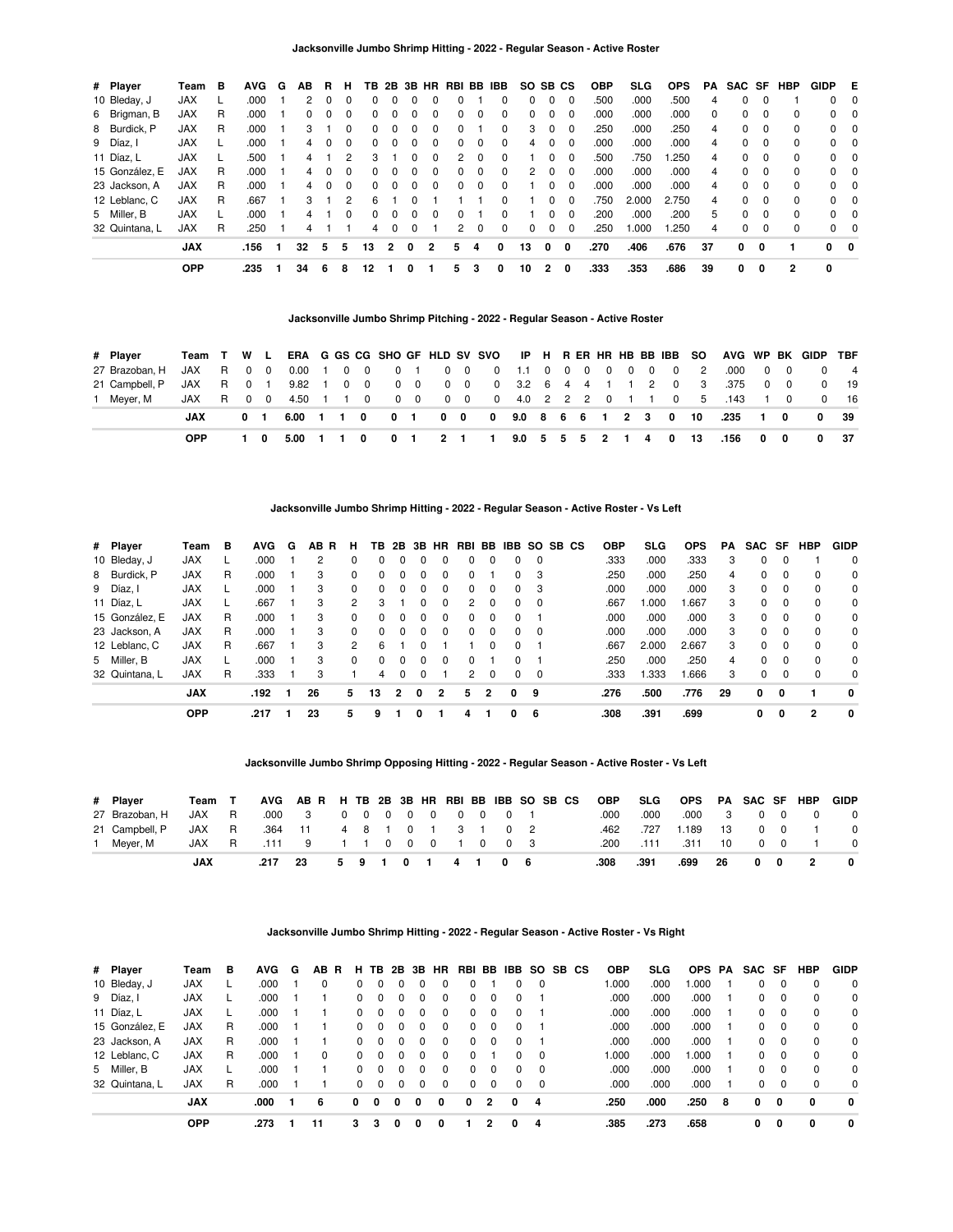## Jacksonville Jumbo Shrimp Hitting - 2022 - Regular Season - Active Roster

| # | Player | Team | B | AVG | G | AB | R | H | TB | 2B | 3B | HR | RBI | BB | IBB | SO | SB | CS | OBP | SLG | OPS | PA | SAC | SF | HBP | GIDP | E |
|---|---|---|---|---|---|---|---|---|---|---|---|---|---|---|---|---|---|---|---|---|---|---|---|---|---|---|---|
| 10 | Bleday, J | JAX | L | .000 | 1 | 2 | 0 | 0 | 0 | 0 | 0 | 0 | 0 | 1 | 0 | 0 | 0 | 0 | .500 | .000 | .500 | 4 | 0 | 0 | 1 | 0 | 0 |
| 6 | Brigman, B | JAX | R | .000 | 1 | 0 | 0 | 0 | 0 | 0 | 0 | 0 | 0 | 0 | 0 | 0 | 0 | 0 | .000 | .000 | .000 | 0 | 0 | 0 | 0 | 0 | 0 |
| 8 | Burdick, P | JAX | R | .000 | 1 | 3 | 1 | 0 | 0 | 0 | 0 | 0 | 0 | 1 | 0 | 3 | 0 | 0 | .250 | .000 | .250 | 4 | 0 | 0 | 0 | 0 | 0 |
| 9 | Díaz, I | JAX | L | .000 | 1 | 4 | 0 | 0 | 0 | 0 | 0 | 0 | 0 | 0 | 0 | 4 | 0 | 0 | .000 | .000 | .000 | 4 | 0 | 0 | 0 | 0 | 0 |
| 11 | Díaz, L | JAX | L | .500 | 1 | 4 | 1 | 2 | 3 | 1 | 0 | 0 | 2 | 0 | 0 | 1 | 0 | 0 | .500 | .750 | 1.250 | 4 | 0 | 0 | 0 | 0 | 0 |
| 15 | González, E | JAX | R | .000 | 1 | 4 | 0 | 0 | 0 | 0 | 0 | 0 | 0 | 0 | 0 | 2 | 0 | 0 | .000 | .000 | .000 | 4 | 0 | 0 | 0 | 0 | 0 |
| 23 | Jackson, A | JAX | R | .000 | 1 | 4 | 0 | 0 | 0 | 0 | 0 | 0 | 0 | 0 | 0 | 1 | 0 | 0 | .000 | .000 | .000 | 4 | 0 | 0 | 0 | 0 | 0 |
| 12 | Leblanc, C | JAX | R | .667 | 1 | 3 | 1 | 2 | 6 | 1 | 0 | 1 | 1 | 1 | 0 | 1 | 0 | 0 | .750 | 2.000 | 2.750 | 4 | 0 | 0 | 0 | 0 | 0 |
| 5 | Miller, B | JAX | L | .000 | 1 | 4 | 1 | 0 | 0 | 0 | 0 | 0 | 0 | 1 | 0 | 1 | 0 | 0 | .200 | .000 | .200 | 5 | 0 | 0 | 0 | 0 | 0 |
| 32 | Quintana, L | JAX | R | .250 | 1 | 4 | 1 | 1 | 4 | 0 | 0 | 1 | 2 | 0 | 0 | 0 | 0 | 0 | .250 | 1.000 | 1.250 | 4 | 0 | 0 | 0 | 0 | 0 |
| | | **JAX** | | **.156** | **1** | **32** | **5** | **5** | **13** | **2** | **0** | **2** | **5** | **4** | **0** | **13** | **0** | **0** | **.270** | **.406** | **.676** | **37** | **0** | **0** | **1** | **0** | **0** |
| | | **OPP** | | **.235** | **1** | **34** | **6** | **8** | **12** | **1** | **0** | **1** | **5** | **3** | **0** | **10** | **2** | **0** | **.333** | **.353** | **.686** | **39** | **0** | **0** | **2** | **0** | |

## Jacksonville Jumbo Shrimp Pitching - 2022 - Regular Season - Active Roster

| # | Player | Team | T | W | L | ERA | G | GS | CG | SHO | GF | HLD | SV | SVO | IP | H | R | ER | HR | HB | BB | IBB | SO | AVG | WP | BK | GIDP | TBF |
|---|---|---|---|---|---|---|---|---|---|---|---|---|---|---|---|---|---|---|---|---|---|---|---|---|---|---|---|---|
| 27 | Brazoban, H | JAX | R | 0 | 0 | 0.00 | 1 | 0 | 0 | 0 | 1 | 0 | 0 | 0 | 1.1 | 0 | 0 | 0 | 0 | 0 | 0 | 0 | 2 | .000 | 0 | 0 | 0 | 4 |
| 21 | Campbell, P | JAX | R | 0 | 1 | 9.82 | 1 | 0 | 0 | 0 | 0 | 0 | 0 | 0 | 3.2 | 6 | 4 | 4 | 1 | 1 | 2 | 0 | 3 | .375 | 0 | 0 | 0 | 19 |
| 1 | Meyer, M | JAX | R | 0 | 0 | 4.50 | 1 | 1 | 0 | 0 | 0 | 0 | 0 | 0 | 4.0 | 2 | 2 | 2 | 0 | 1 | 1 | 0 | 5 | .143 | 1 | 0 | 0 | 16 |
| | | **JAX** | | **0** | **1** | **6.00** | **1** | **1** | **0** | **0** | **1** | **0** | **0** | **0** | **9.0** | **8** | **6** | **6** | **1** | **2** | **3** | **0** | **10** | **.235** | **1** | **0** | **0** | **39** |
| | | **OPP** | | **1** | **0** | **5.00** | **1** | **1** | **0** | **0** | **1** | **2** | **1** | **1** | **9.0** | **5** | **5** | **5** | **2** | **1** | **4** | **0** | **13** | **.156** | **0** | **0** | **0** | **37** |

## Jacksonville Jumbo Shrimp Hitting - 2022 - Regular Season - Active Roster - Vs Left

| # | Player | Team | B | AVG | G | AB | R | H | TB | 2B | 3B | HR | RBI | BB | IBB | SO | SB | CS | OBP | SLG | OPS | PA | SAC | SF | HBP | GIDP |
|---|---|---|---|---|---|---|---|---|---|---|---|---|---|---|---|---|---|---|---|---|---|---|---|---|---|---|
| 10 | Bleday, J | JAX | L | .000 | 1 | 2 | | 0 | 0 | 0 | 0 | 0 | 0 | 0 | 0 | 0 | | | .333 | .000 | .333 | 3 | 0 | 0 | 1 | 0 |
| 8 | Burdick, P | JAX | R | .000 | 1 | 3 | | 0 | 0 | 0 | 0 | 0 | 0 | 1 | 0 | 3 | | | .250 | .000 | .250 | 4 | 0 | 0 | 0 | 0 |
| 9 | Díaz, I | JAX | L | .000 | 1 | 3 | | 0 | 0 | 0 | 0 | 0 | 0 | 0 | 0 | 3 | | | .000 | .000 | .000 | 3 | 0 | 0 | 0 | 0 |
| 11 | Díaz, L | JAX | L | .667 | 1 | 3 | | 2 | 3 | 1 | 0 | 0 | 2 | 0 | 0 | 0 | | | .667 | 1.000 | 1.667 | 3 | 0 | 0 | 0 | 0 |
| 15 | González, E | JAX | R | .000 | 1 | 3 | | 0 | 0 | 0 | 0 | 0 | 0 | 0 | 0 | 1 | | | .000 | .000 | .000 | 3 | 0 | 0 | 0 | 0 |
| 23 | Jackson, A | JAX | R | .000 | 1 | 3 | | 0 | 0 | 0 | 0 | 0 | 0 | 0 | 0 | 0 | | | .000 | .000 | .000 | 3 | 0 | 0 | 0 | 0 |
| 12 | Leblanc, C | JAX | R | .667 | 1 | 3 | | 2 | 6 | 1 | 0 | 1 | 1 | 0 | 0 | 1 | | | .667 | 2.000 | 2.667 | 3 | 0 | 0 | 0 | 0 |
| 5 | Miller, B | JAX | L | .000 | 1 | 3 | | 0 | 0 | 0 | 0 | 0 | 0 | 1 | 0 | 1 | | | .250 | .000 | .250 | 4 | 0 | 0 | 0 | 0 |
| 32 | Quintana, L | JAX | R | .333 | 1 | 3 | | 1 | 4 | 0 | 0 | 1 | 2 | 0 | 0 | 0 | | | .333 | 1.333 | 1.666 | 3 | 0 | 0 | 0 | 0 |
| | | **JAX** | | **.192** | **1** | **26** | | **5** | **13** | **2** | **0** | **2** | **5** | **2** | **0** | **9** | | | **.276** | **.500** | **.776** | **29** | **0** | **0** | **1** | **0** |
| | | **OPP** | | **.217** | **1** | **23** | | **5** | **9** | **1** | **0** | **1** | **4** | **1** | **0** | **6** | | | **.308** | **.391** | **.699** | | **0** | **0** | **2** | **0** |

## Jacksonville Jumbo Shrimp Opposing Hitting - 2022 - Regular Season - Active Roster - Vs Left

| # | Player | Team | T | AVG | AB | R | H | TB | 2B | 3B | HR | RBI | BB | IBB | SO | SB | CS | OBP | SLG | OPS | PA | SAC | SF | HBP | GIDP |
|---|---|---|---|---|---|---|---|---|---|---|---|---|---|---|---|---|---|---|---|---|---|---|---|---|---|
| 27 | Brazoban, H | JAX | R | .000 | 3 | | 0 | 0 | 0 | 0 | 0 | 0 | 0 | 0 | 1 | | | .000 | .000 | .000 | 3 | 0 | 0 | 0 | 0 |
| 21 | Campbell, P | JAX | R | .364 | 11 | | 4 | 8 | 1 | 0 | 1 | 3 | 1 | 0 | 2 | | | .462 | .727 | 1.189 | 13 | 0 | 0 | 1 | 0 |
| 1 | Meyer, M | JAX | R | .111 | 9 | | 1 | 1 | 0 | 0 | 0 | 1 | 0 | 0 | 3 | | | .200 | .111 | .311 | 10 | 0 | 0 | 1 | 0 |
| | | **JAX** | | **.217** | **23** | | **5** | **9** | **1** | **0** | **1** | **4** | **1** | **0** | **6** | | | **.308** | **.391** | **.699** | **26** | **0** | **0** | **2** | **0** |

## Jacksonville Jumbo Shrimp Hitting - 2022 - Regular Season - Active Roster - Vs Right

| # | Player | Team | B | AVG | G | AB | R | H | TB | 2B | 3B | HR | RBI | BB | IBB | SO | SB | CS | OBP | SLG | OPS | PA | SAC | SF | HBP | GIDP |
|---|---|---|---|---|---|---|---|---|---|---|---|---|---|---|---|---|---|---|---|---|---|---|---|---|---|---|
| 10 | Bleday, J | JAX | L | .000 | 1 | 0 | | 0 | 0 | 0 | 0 | 0 | 0 | 1 | 0 | 0 | | | 1.000 | .000 | 1.000 | 1 | 0 | 0 | 0 | 0 |
| 9 | Díaz, I | JAX | L | .000 | 1 | 1 | | 0 | 0 | 0 | 0 | 0 | 0 | 0 | 0 | 1 | | | .000 | .000 | .000 | 1 | 0 | 0 | 0 | 0 |
| 11 | Díaz, L | JAX | L | .000 | 1 | 1 | | 0 | 0 | 0 | 0 | 0 | 0 | 0 | 0 | 1 | | | .000 | .000 | .000 | 1 | 0 | 0 | 0 | 0 |
| 15 | González, E | JAX | R | .000 | 1 | 1 | | 0 | 0 | 0 | 0 | 0 | 0 | 0 | 0 | 1 | | | .000 | .000 | .000 | 1 | 0 | 0 | 0 | 0 |
| 23 | Jackson, A | JAX | R | .000 | 1 | 1 | | 0 | 0 | 0 | 0 | 0 | 0 | 0 | 0 | 1 | | | .000 | .000 | .000 | 1 | 0 | 0 | 0 | 0 |
| 12 | Leblanc, C | JAX | R | .000 | 1 | 0 | | 0 | 0 | 0 | 0 | 0 | 0 | 1 | 0 | 0 | | | 1.000 | .000 | 1.000 | 1 | 0 | 0 | 0 | 0 |
| 5 | Miller, B | JAX | L | .000 | 1 | 1 | | 0 | 0 | 0 | 0 | 0 | 0 | 0 | 0 | 0 | | | .000 | .000 | .000 | 1 | 0 | 0 | 0 | 0 |
| 32 | Quintana, L | JAX | R | .000 | 1 | 1 | | 0 | 0 | 0 | 0 | 0 | 0 | 0 | 0 | 0 | | | .000 | .000 | .000 | 1 | 0 | 0 | 0 | 0 |
| | | **JAX** | | **.000** | **1** | **6** | | **0** | **0** | **0** | **0** | **0** | **0** | **2** | **0** | **4** | | | **.250** | **.000** | **.250** | **8** | **0** | **0** | **0** | **0** |
| | | **OPP** | | **.273** | **1** | **11** | | **3** | **3** | **0** | **0** | **0** | **1** | **2** | **0** | **4** | | | **.385** | **.273** | **.658** | | **0** | **0** | **0** | **0** |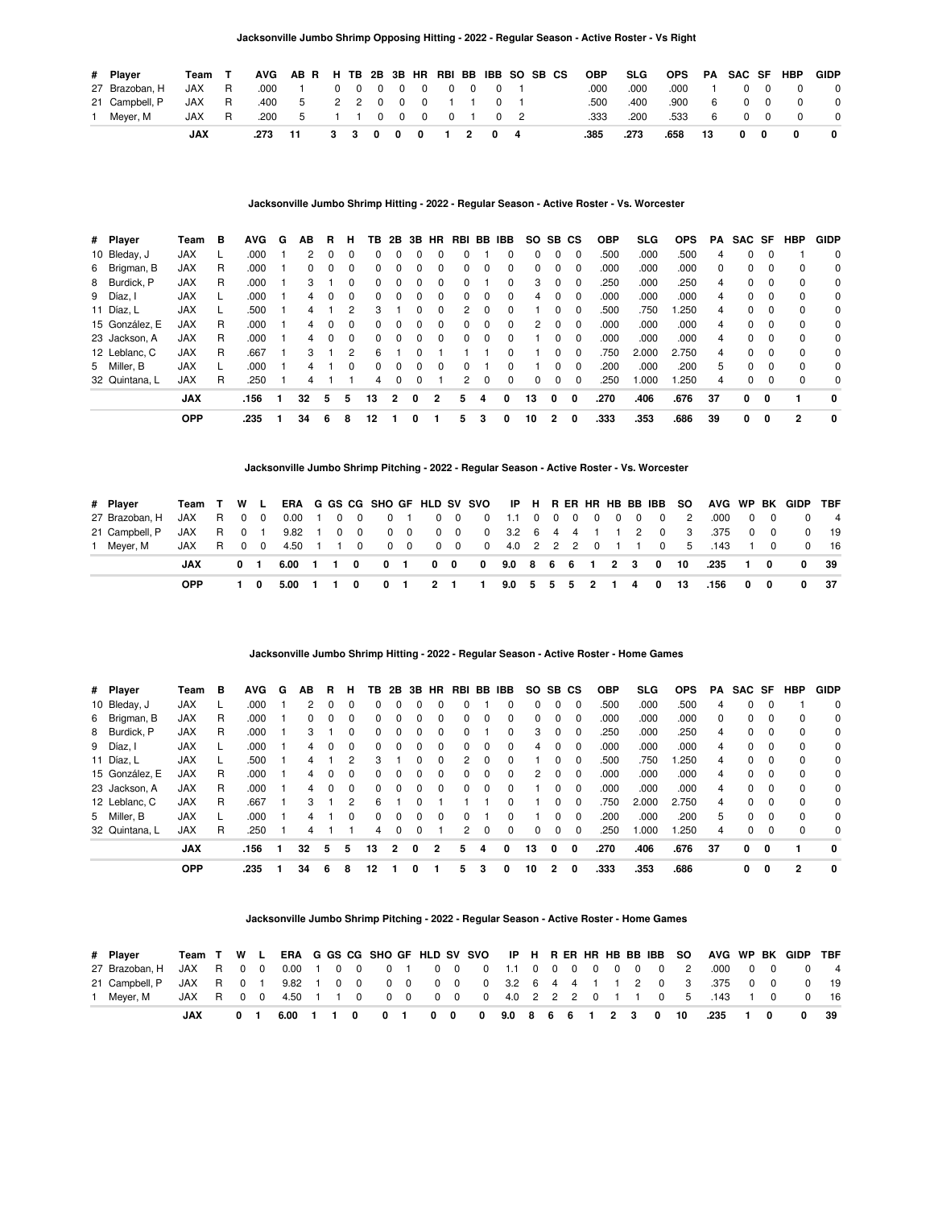### Jacksonville Jumbo Shrimp Opposing Hitting - 2022 - Regular Season - Active Roster - Vs Right

| # | Player | Team | T | AVG | AB | R | H | TB | 2B | 3B | HR | RBI | BB | IBB | SO | SB | CS | OBP | SLG | OPS | PA | SAC | SF | HBP | GIDP |
|---|---|---|---|---|---|---|---|---|---|---|---|---|---|---|---|---|---|---|---|---|---|---|---|---|---|
| 27 | Brazoban, H | JAX | R | .000 | 1 | | 0 | 0 | 0 | 0 | 0 | 0 | 0 | 0 | 1 | | | .000 | .000 | .000 | 1 | 0 | 0 | 0 | 0 |
| 21 | Campbell, P | JAX | R | .400 | 5 | | 2 | 2 | 0 | 0 | 0 | 1 | 1 | 0 | 1 | | | .500 | .400 | .900 | 6 | 0 | 0 | 0 | 0 |
| 1 | Meyer, M | JAX | R | .200 | 5 | | 1 | 1 | 0 | 0 | 0 | 0 | 1 | 0 | 2 | | | .333 | .200 | .533 | 6 | 0 | 0 | 0 | 0 |
| | **JAX** | | | **.273** | **11** | | **3** | **3** | **0** | **0** | **0** | **1** | **2** | **0** | **4** | | | **.385** | **.273** | **.658** | **13** | **0** | **0** | **0** | **0** |

### Jacksonville Jumbo Shrimp Hitting - 2022 - Regular Season - Active Roster - Vs. Worcester

| # | Player | Team | B | AVG | G | AB | R | H | TB | 2B | 3B | HR | RBI | BB | IBB | SO | SB | CS | OBP | SLG | OPS | PA | SAC | SF | HBP | GIDP |
|---|---|---|---|---|---|---|---|---|---|---|---|---|---|---|---|---|---|---|---|---|---|---|---|---|---|---|
| 10 | Bleday, J | JAX | L | .000 | 1 | 2 | 0 | 0 | 0 | 0 | 0 | 0 | 0 | 1 | 0 | 0 | 0 | 0 | .500 | .000 | .500 | 4 | 0 | 0 | 1 | 0 |
| 6 | Brigman, B | JAX | R | .000 | 1 | 0 | 0 | 0 | 0 | 0 | 0 | 0 | 0 | 0 | 0 | 0 | 0 | 0 | .000 | .000 | .000 | 0 | 0 | 0 | 0 | 0 |
| 8 | Burdick, P | JAX | R | .000 | 1 | 3 | 1 | 0 | 0 | 0 | 0 | 0 | 0 | 1 | 0 | 3 | 0 | 0 | .250 | .000 | .250 | 4 | 0 | 0 | 0 | 0 |
| 9 | Díaz, I | JAX | L | .000 | 1 | 4 | 0 | 0 | 0 | 0 | 0 | 0 | 0 | 0 | 0 | 4 | 0 | 0 | .000 | .000 | .000 | 4 | 0 | 0 | 0 | 0 |
| 11 | Díaz, L | JAX | L | .500 | 1 | 4 | 1 | 2 | 3 | 1 | 0 | 0 | 2 | 0 | 0 | 1 | 0 | 0 | .500 | .750 | 1.250 | 4 | 0 | 0 | 0 | 0 |
| 15 | González, E | JAX | R | .000 | 1 | 4 | 0 | 0 | 0 | 0 | 0 | 0 | 0 | 0 | 0 | 2 | 0 | 0 | .000 | .000 | .000 | 4 | 0 | 0 | 0 | 0 |
| 23 | Jackson, A | JAX | R | .000 | 1 | 4 | 0 | 0 | 0 | 0 | 0 | 0 | 0 | 0 | 0 | 1 | 0 | 0 | .000 | .000 | .000 | 4 | 0 | 0 | 0 | 0 |
| 12 | Leblanc, C | JAX | R | .667 | 1 | 3 | 1 | 2 | 6 | 1 | 0 | 1 | 1 | 1 | 0 | 1 | 0 | 0 | .750 | 2.000 | 2.750 | 4 | 0 | 0 | 0 | 0 |
| 5 | Miller, B | JAX | L | .000 | 1 | 4 | 1 | 0 | 0 | 0 | 0 | 0 | 0 | 1 | 0 | 1 | 0 | 0 | .200 | .000 | .200 | 5 | 0 | 0 | 0 | 0 |
| 32 | Quintana, L | JAX | R | .250 | 1 | 4 | 1 | 1 | 4 | 0 | 0 | 1 | 2 | 0 | 0 | 0 | 0 | 0 | .250 | 1.000 | 1.250 | 4 | 0 | 0 | 0 | 0 |
| | **JAX** | | | **.156** | **1** | **32** | **5** | **5** | **13** | **2** | **0** | **2** | **5** | **4** | **0** | **13** | **0** | **0** | **.270** | **.406** | **.676** | **37** | **0** | **0** | **1** | **0** |
| | **OPP** | | | **.235** | **1** | **34** | **6** | **8** | **12** | **1** | **0** | **1** | **5** | **3** | **0** | **10** | **2** | **0** | **.333** | **.353** | **.686** | **39** | **0** | **0** | **2** | **0** |

### Jacksonville Jumbo Shrimp Pitching - 2022 - Regular Season - Active Roster - Vs. Worcester

| # | Player | Team | T | W | L | ERA | G | GS | CG | SHO | GF | HLD | SV | SVO | IP | H | R | ER | HR | HB | BB | IBB | SO | AVG | WP | BK | GIDP | TBF |
|---|---|---|---|---|---|---|---|---|---|---|---|---|---|---|---|---|---|---|---|---|---|---|---|---|---|---|---|---|
| 27 | Brazoban, H | JAX | R | 0 | 0 | 0.00 | 1 | 0 | 0 | 0 | 1 | 0 | 0 | 0 | 1.1 | 0 | 0 | 0 | 0 | 0 | 0 | 0 | 2 | .000 | 0 | 0 | 0 | 4 |
| 21 | Campbell, P | JAX | R | 0 | 1 | 9.82 | 1 | 0 | 0 | 0 | 0 | 0 | 0 | 0 | 3.2 | 6 | 4 | 4 | 1 | 1 | 2 | 0 | 3 | .375 | 0 | 0 | 0 | 19 |
| 1 | Meyer, M | JAX | R | 0 | 0 | 4.50 | 1 | 1 | 0 | 0 | 0 | 0 | 0 | 0 | 4.0 | 2 | 2 | 2 | 0 | 1 | 1 | 0 | 5 | .143 | 1 | 0 | 0 | 16 |
| | **JAX** | | | **0** | **1** | **6.00** | **1** | **1** | **0** | **0** | **1** | **0** | **0** | **0** | **9.0** | **8** | **6** | **6** | **1** | **2** | **3** | **0** | **10** | **.235** | **1** | **0** | **0** | **39** |
| | **OPP** | | | **1** | **0** | **5.00** | **1** | **1** | **0** | **0** | **1** | **2** | **1** | **1** | **9.0** | **5** | **5** | **5** | **2** | **1** | **4** | **0** | **13** | **.156** | **0** | **0** | **0** | **37** |

### Jacksonville Jumbo Shrimp Hitting - 2022 - Regular Season - Active Roster - Home Games

| # | Player | Team | B | AVG | G | AB | R | H | TB | 2B | 3B | HR | RBI | BB | IBB | SO | SB | CS | OBP | SLG | OPS | PA | SAC | SF | HBP | GIDP |
|---|---|---|---|---|---|---|---|---|---|---|---|---|---|---|---|---|---|---|---|---|---|---|---|---|---|---|
| 10 | Bleday, J | JAX | L | .000 | 1 | 2 | 0 | 0 | 0 | 0 | 0 | 0 | 0 | 1 | 0 | 0 | 0 | 0 | .500 | .000 | .500 | 4 | 0 | 0 | 1 | 0 |
| 6 | Brigman, B | JAX | R | .000 | 1 | 0 | 0 | 0 | 0 | 0 | 0 | 0 | 0 | 0 | 0 | 0 | 0 | 0 | .000 | .000 | .000 | 0 | 0 | 0 | 0 | 0 |
| 8 | Burdick, P | JAX | R | .000 | 1 | 3 | 1 | 0 | 0 | 0 | 0 | 0 | 0 | 1 | 0 | 3 | 0 | 0 | .250 | .000 | .250 | 4 | 0 | 0 | 0 | 0 |
| 9 | Díaz, I | JAX | L | .000 | 1 | 4 | 0 | 0 | 0 | 0 | 0 | 0 | 0 | 0 | 0 | 4 | 0 | 0 | .000 | .000 | .000 | 4 | 0 | 0 | 0 | 0 |
| 11 | Díaz, L | JAX | L | .500 | 1 | 4 | 1 | 2 | 3 | 1 | 0 | 0 | 2 | 0 | 0 | 1 | 0 | 0 | .500 | .750 | 1.250 | 4 | 0 | 0 | 0 | 0 |
| 15 | González, E | JAX | R | .000 | 1 | 4 | 0 | 0 | 0 | 0 | 0 | 0 | 0 | 0 | 0 | 2 | 0 | 0 | .000 | .000 | .000 | 4 | 0 | 0 | 0 | 0 |
| 23 | Jackson, A | JAX | R | .000 | 1 | 4 | 0 | 0 | 0 | 0 | 0 | 0 | 0 | 0 | 0 | 1 | 0 | 0 | .000 | .000 | .000 | 4 | 0 | 0 | 0 | 0 |
| 12 | Leblanc, C | JAX | R | .667 | 1 | 3 | 1 | 2 | 6 | 1 | 0 | 1 | 1 | 1 | 0 | 1 | 0 | 0 | .750 | 2.000 | 2.750 | 4 | 0 | 0 | 0 | 0 |
| 5 | Miller, B | JAX | L | .000 | 1 | 4 | 1 | 0 | 0 | 0 | 0 | 0 | 0 | 1 | 0 | 1 | 0 | 0 | .200 | .000 | .200 | 5 | 0 | 0 | 0 | 0 |
| 32 | Quintana, L | JAX | R | .250 | 1 | 4 | 1 | 1 | 4 | 0 | 0 | 1 | 2 | 0 | 0 | 0 | 0 | 0 | .250 | 1.000 | 1.250 | 4 | 0 | 0 | 0 | 0 |
| | **JAX** | | | **.156** | **1** | **32** | **5** | **5** | **13** | **2** | **0** | **2** | **5** | **4** | **0** | **13** | **0** | **0** | **.270** | **.406** | **.676** | **37** | **0** | **0** | **1** | **0** |
| | **OPP** | | | **.235** | **1** | **34** | **6** | **8** | **12** | **1** | **0** | **1** | **5** | **3** | **0** | **10** | **2** | **0** | **.333** | **.353** | **.686** | | **0** | **0** | **2** | **0** |

### Jacksonville Jumbo Shrimp Pitching - 2022 - Regular Season - Active Roster - Home Games

| # | Player | Team | T | W | L | ERA | G | GS | CG | SHO | GF | HLD | SV | SVO | IP | H | R | ER | HR | HB | BB | IBB | SO | AVG | WP | BK | GIDP | TBF |
|---|---|---|---|---|---|---|---|---|---|---|---|---|---|---|---|---|---|---|---|---|---|---|---|---|---|---|---|---|
| 27 | Brazoban, H | JAX | R | 0 | 0 | 0.00 | 1 | 0 | 0 | 0 | 1 | 0 | 0 | 0 | 1.1 | 0 | 0 | 0 | 0 | 0 | 0 | 0 | 2 | .000 | 0 | 0 | 0 | 4 |
| 21 | Campbell, P | JAX | R | 0 | 1 | 9.82 | 1 | 0 | 0 | 0 | 0 | 0 | 0 | 0 | 3.2 | 6 | 4 | 4 | 1 | 1 | 2 | 0 | 3 | .375 | 0 | 0 | 0 | 19 |
| 1 | Meyer, M | JAX | R | 0 | 0 | 4.50 | 1 | 1 | 0 | 0 | 0 | 0 | 0 | 0 | 4.0 | 2 | 2 | 2 | 0 | 1 | 1 | 0 | 5 | .143 | 1 | 0 | 0 | 16 |
| | **JAX** | | | **0** | **1** | **6.00** | **1** | **1** | **0** | **0** | **1** | **0** | **0** | **0** | **9.0** | **8** | **6** | **6** | **1** | **2** | **3** | **0** | **10** | **.235** | **1** | **0** | **0** | **39** |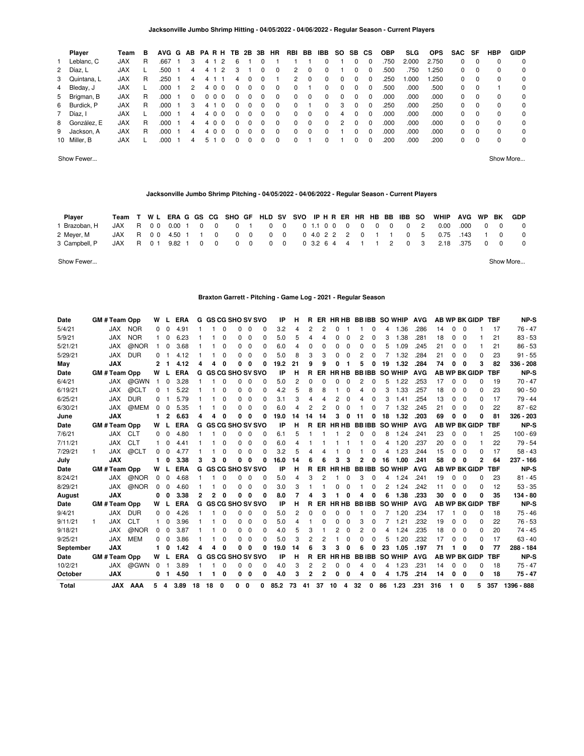## Jacksonville Jumbo Shrimp Hitting - 04/05/2022 - 04/06/2022 - Regular Season - Current Players

| | Player | Team | B | AVG | G | AB | PA | R | H | TB | 2B | 3B | HR | RBI | BB | IBB | SO | SB | CS | OBP | SLG | OPS | SAC | SF | HBP | GIDP |
|---|---|---|---|---|---|---|---|---|---|---|---|---|---|---|---|---|---|---|---|---|---|---|---|---|---|---|
| 1 | Leblanc, C | JAX | R | .667 | 1 | 3 | 4 | 1 | 2 | 6 | 1 | 0 | 1 | 1 | 1 | 0 | 1 | 0 | 0 | .750 | 2.000 | 2.750 | 0 | 0 | 0 | 0 |
| 2 | Díaz, L | JAX | L | .500 | 1 | 4 | 4 | 1 | 2 | 3 | 1 | 0 | 0 | 2 | 0 | 0 | 1 | 0 | 0 | .500 | .750 | 1.250 | 0 | 0 | 0 | 0 |
| 3 | Quintana, L | JAX | R | .250 | 1 | 4 | 4 | 1 | 1 | 4 | 0 | 0 | 1 | 2 | 0 | 0 | 0 | 0 | 0 | .250 | 1.000 | 1.250 | 0 | 0 | 0 | 0 |
| 4 | Bleday, J | JAX | L | .000 | 1 | 2 | 4 | 0 | 0 | 0 | 0 | 0 | 0 | 0 | 1 | 0 | 0 | 0 | 0 | .500 | .000 | .500 | 0 | 0 | 1 | 0 |
| 5 | Brigman, B | JAX | R | .000 | 1 | 0 | 0 | 0 | 0 | 0 | 0 | 0 | 0 | 0 | 0 | 0 | 0 | 0 | 0 | .000 | .000 | .000 | 0 | 0 | 0 | 0 |
| 6 | Burdick, P | JAX | R | .000 | 1 | 3 | 4 | 1 | 0 | 0 | 0 | 0 | 0 | 0 | 1 | 0 | 3 | 0 | 0 | .250 | .000 | .250 | 0 | 0 | 0 | 0 |
| 7 | Díaz, I | JAX | L | .000 | 1 | 4 | 4 | 0 | 0 | 0 | 0 | 0 | 0 | 0 | 0 | 0 | 4 | 0 | 0 | .000 | .000 | .000 | 0 | 0 | 0 | 0 |
| 8 | González, E | JAX | R | .000 | 1 | 4 | 4 | 0 | 0 | 0 | 0 | 0 | 0 | 0 | 0 | 0 | 2 | 0 | 0 | .000 | .000 | .000 | 0 | 0 | 0 | 0 |
| 9 | Jackson, A | JAX | R | .000 | 1 | 4 | 4 | 0 | 0 | 0 | 0 | 0 | 0 | 0 | 0 | 0 | 1 | 0 | 0 | .000 | .000 | .000 | 0 | 0 | 0 | 0 |
| 10 | Miller, B | JAX | L | .000 | 1 | 4 | 5 | 1 | 0 | 0 | 0 | 0 | 0 | 0 | 1 | 0 | 1 | 0 | 0 | .200 | .000 | .200 | 0 | 0 | 0 | 0 |

Show Fewer... Show More...

## Jacksonville Jumbo Shrimp Pitching - 04/05/2022 - 04/06/2022 - Regular Season - Current Players

| | Player | Team | T | W | L | ERA | G | GS | CG | SHO | GF | HLD | SV | SVO | IP | H | R | ER | HR | HB | BB | IBB | SO | WHIP | AVG | WP | BK | GDP |
|---|---|---|---|---|---|---|---|---|---|---|---|---|---|---|---|---|---|---|---|---|---|---|---|---|---|---|---|---|
| 1 | Brazoban, H | JAX | R | 0 | 0 | 0.00 | 1 | 0 | 0 | 0 | 1 | 0 | 0 | 0 | 1.1 | 0 | 0 | 0 | 0 | 0 | 0 | 0 | 2 | 0.00 | .000 | 0 | 0 | 0 |
| 2 | Meyer, M | JAX | R | 0 | 0 | 4.50 | 1 | 1 | 0 | 0 | 0 | 0 | 0 | 0 | 4.0 | 2 | 2 | 2 | 0 | 1 | 1 | 0 | 5 | 0.75 | .143 | 1 | 0 | 0 |
| 3 | Campbell, P | JAX | R | 0 | 1 | 9.82 | 1 | 0 | 0 | 0 | 0 | 0 | 0 | 0 | 3.2 | 6 | 4 | 4 | 1 | 1 | 2 | 0 | 3 | 2.18 | .375 | 0 | 0 | 0 |

Show Fewer... Show More...

## Braxton Garrett - Pitching - Game Log - 2021 - Regular Season

| Date | GM # | Team | Opp | W | L | ERA | G | GS | CG | SHO | SV | SVO | IP | H | R | ER | HR | HB | BB | IBB | SO | WHIP | AVG | AB | WP | BK | GIDP | TBF | NP-S |
|---|---|---|---|---|---|---|---|---|---|---|---|---|---|---|---|---|---|---|---|---|---|---|---|---|---|---|---|---|---|
| 5/4/21 | | JAX | NOR | 0 | 0 | 4.91 | 1 | 1 | 0 | 0 | 0 | 0 | 3.2 | 4 | 2 | 2 | 0 | 1 | 1 | 0 | 4 | 1.36 | .286 | 14 | 0 | 0 | 1 | 17 | 76 - 47 |
| 5/9/21 | | JAX | NOR | 1 | 0 | 6.23 | 1 | 1 | 0 | 0 | 0 | 0 | 5.0 | 5 | 4 | 4 | 0 | 0 | 2 | 0 | 3 | 1.38 | .281 | 18 | 0 | 0 | 1 | 21 | 83 - 53 |
| 5/21/21 | | JAX | @NOR | 1 | 0 | 3.68 | 1 | 1 | 0 | 0 | 0 | 0 | 6.0 | 4 | 0 | 0 | 0 | 0 | 0 | 0 | 5 | 1.09 | .245 | 21 | 0 | 0 | 1 | 21 | 86 - 53 |
| 5/29/21 | | JAX | DUR | 0 | 1 | 4.12 | 1 | 1 | 0 | 0 | 0 | 0 | 5.0 | 8 | 3 | 3 | 0 | 0 | 2 | 0 | 7 | 1.32 | .284 | 21 | 0 | 0 | 0 | 23 | 91 - 55 |
| **May** | | **JAX** | | **2** | **1** | **4.12** | **4** | **4** | **0** | **0** | **0** | **0** | **19.2** | **21** | **9** | **9** | **0** | **1** | **5** | **0** | **19** | **1.32** | **.284** | **74** | **0** | **0** | **3** | **82** | **336 - 208** |
| **Date** | **GM #** | **Team** | **Opp** | **W** | **L** | **ERA** | **G** | **GS** | **CG** | **SHO** | **SV** | **SVO** | **IP** | **H** | **R** | **ER** | **HR** | **HB** | **BB** | **IBB** | **SO** | **WHIP** | **AVG** | **AB** | **WP** | **BK** | **GIDP** | **TBF** | **NP-S** |
| 6/4/21 | | JAX | @GWN | 1 | 0 | 3.28 | 1 | 1 | 0 | 0 | 0 | 0 | 5.0 | 2 | 0 | 0 | 0 | 0 | 2 | 0 | 5 | 1.22 | .253 | 17 | 0 | 0 | 0 | 19 | 70 - 47 |
| 6/19/21 | | JAX | @CLT | 0 | 1 | 5.22 | 1 | 1 | 0 | 0 | 0 | 0 | 4.2 | 5 | 8 | 8 | 1 | 0 | 4 | 0 | 3 | 1.33 | .257 | 18 | 0 | 0 | 0 | 23 | 90 - 50 |
| 6/25/21 | | JAX | DUR | 0 | 1 | 5.79 | 1 | 1 | 0 | 0 | 0 | 0 | 3.1 | 3 | 4 | 4 | 2 | 0 | 4 | 0 | 3 | 1.41 | .254 | 13 | 0 | 0 | 0 | 17 | 79 - 44 |
| 6/30/21 | | JAX | @MEM | 0 | 0 | 5.35 | 1 | 1 | 0 | 0 | 0 | 0 | 6.0 | 4 | 2 | 2 | 0 | 0 | 1 | 0 | 7 | 1.32 | .245 | 21 | 0 | 0 | 0 | 22 | 87 - 62 |
| **June** | | **JAX** | | **1** | **2** | **6.63** | **4** | **4** | **0** | **0** | **0** | **0** | **19.0** | **14** | **14** | **14** | **3** | **0** | **11** | **0** | **18** | **1.32** | **.203** | **69** | **0** | **0** | **0** | **81** | **326 - 203** |
| **Date** | **GM #** | **Team** | **Opp** | **W** | **L** | **ERA** | **G** | **GS** | **CG** | **SHO** | **SV** | **SVO** | **IP** | **H** | **R** | **ER** | **HR** | **HB** | **BB** | **IBB** | **SO** | **WHIP** | **AVG** | **AB** | **WP** | **BK** | **GIDP** | **TBF** | **NP-S** |
| 7/6/21 | | JAX | CLT | 0 | 0 | 4.80 | 1 | 1 | 0 | 0 | 0 | 0 | 6.1 | 5 | 1 | 1 | 1 | 2 | 0 | 0 | 8 | 1.24 | .241 | 23 | 0 | 0 | 1 | 25 | 100 - 69 |
| 7/11/21 | | JAX | CLT | 1 | 0 | 4.41 | 1 | 1 | 0 | 0 | 0 | 0 | 6.0 | 4 | 1 | 1 | 1 | 1 | 1 | 0 | 4 | 1.20 | .237 | 20 | 0 | 0 | 1 | 22 | 79 - 54 |
| 7/29/21 | 1 | JAX | @CLT | 0 | 0 | 4.77 | 1 | 1 | 0 | 0 | 0 | 0 | 3.2 | 5 | 4 | 4 | 1 | 0 | 1 | 0 | 4 | 1.23 | .244 | 15 | 0 | 0 | 0 | 17 | 58 - 43 |
| **July** | | **JAX** | | **1** | **0** | **3.38** | **3** | **3** | **0** | **0** | **0** | **0** | **16.0** | **14** | **6** | **6** | **3** | **3** | **2** | **0** | **16** | **1.00** | **.241** | **58** | **0** | **0** | **2** | **64** | **237 - 166** |
| **Date** | **GM #** | **Team** | **Opp** | **W** | **L** | **ERA** | **G** | **GS** | **CG** | **SHO** | **SV** | **SVO** | **IP** | **H** | **R** | **ER** | **HR** | **HB** | **BB** | **IBB** | **SO** | **WHIP** | **AVG** | **AB** | **WP** | **BK** | **GIDP** | **TBF** | **NP-S** |
| 8/24/21 | | JAX | @NOR | 0 | 0 | 4.68 | 1 | 1 | 0 | 0 | 0 | 0 | 5.0 | 4 | 3 | 2 | 1 | 0 | 3 | 0 | 4 | 1.24 | .241 | 19 | 0 | 0 | 0 | 23 | 81 - 45 |
| 8/29/21 | | JAX | @NOR | 0 | 0 | 4.60 | 1 | 1 | 0 | 0 | 0 | 0 | 3.0 | 3 | 1 | 1 | 0 | 0 | 1 | 0 | 2 | 1.24 | .242 | 11 | 0 | 0 | 0 | 12 | 53 - 35 |
| **August** | | **JAX** | | **0** | **0** | **3.38** | **2** | **2** | **0** | **0** | **0** | **0** | **8.0** | **7** | **4** | **3** | **1** | **0** | **4** | **0** | **6** | **1.38** | **.233** | **30** | **0** | **0** | **0** | **35** | **134 - 80** |
| **Date** | **GM #** | **Team** | **Opp** | **W** | **L** | **ERA** | **G** | **GS** | **CG** | **SHO** | **SV** | **SVO** | **IP** | **H** | **R** | **ER** | **HR** | **HB** | **BB** | **IBB** | **SO** | **WHIP** | **AVG** | **AB** | **WP** | **BK** | **GIDP** | **TBF** | **NP-S** |
| 9/4/21 | | JAX | DUR | 0 | 0 | 4.26 | 1 | 1 | 0 | 0 | 0 | 0 | 5.0 | 2 | 0 | 0 | 0 | 0 | 1 | 0 | 7 | 1.20 | .234 | 17 | 1 | 0 | 0 | 18 | 75 - 46 |
| 9/11/21 | 1 | JAX | CLT | 1 | 0 | 3.96 | 1 | 1 | 0 | 0 | 0 | 0 | 5.0 | 4 | 1 | 0 | 0 | 0 | 3 | 0 | 7 | 1.21 | .232 | 19 | 0 | 0 | 0 | 22 | 76 - 53 |
| 9/18/21 | | JAX | @NOR | 0 | 0 | 3.87 | 1 | 1 | 0 | 0 | 0 | 0 | 4.0 | 5 | 3 | 1 | 2 | 0 | 2 | 0 | 4 | 1.24 | .235 | 18 | 0 | 0 | 0 | 20 | 74 - 45 |
| 9/25/21 | | JAX | MEM | 0 | 0 | 3.86 | 1 | 1 | 0 | 0 | 0 | 0 | 5.0 | 3 | 2 | 2 | 1 | 0 | 0 | 0 | 5 | 1.20 | .232 | 17 | 0 | 0 | 0 | 17 | 63 - 40 |
| **September** | | **JAX** | | **1** | **0** | **1.42** | **4** | **4** | **0** | **0** | **0** | **0** | **19.0** | **14** | **6** | **3** | **3** | **0** | **6** | **0** | **23** | **1.05** | **.197** | **71** | **1** | **0** | **0** | **77** | **288 - 184** |
| **Date** | **GM #** | **Team** | **Opp** | **W** | **L** | **ERA** | **G** | **GS** | **CG** | **SHO** | **SV** | **SVO** | **IP** | **H** | **R** | **ER** | **HR** | **HB** | **BB** | **IBB** | **SO** | **WHIP** | **AVG** | **AB** | **WP** | **BK** | **GIDP** | **TBF** | **NP-S** |
| 10/2/21 | | JAX | @GWN | 0 | 1 | 3.89 | 1 | 1 | 0 | 0 | 0 | 0 | 4.0 | 3 | 2 | 2 | 0 | 0 | 4 | 0 | 4 | 1.23 | .231 | 14 | 0 | 0 | 0 | 18 | 75 - 47 |
| **October** | | **JAX** | | **0** | **1** | **4.50** | **1** | **1** | **0** | **0** | **0** | **0** | **4.0** | **3** | **2** | **2** | **0** | **0** | **4** | **0** | **4** | **1.75** | **.214** | **14** | **0** | **0** | **0** | **18** | **75 - 47** |
| **Total** | | **JAX** | **AAA** | **5** | **4** | **3.89** | **18** | **18** | **0** | **0** | **0** | **0** | **85.2** | **73** | **41** | **37** | **10** | **4** | **32** | **0** | **86** | **1.23** | **.231** | **316** | **1** | **0** | **5** | **357** | **1396 - 888** |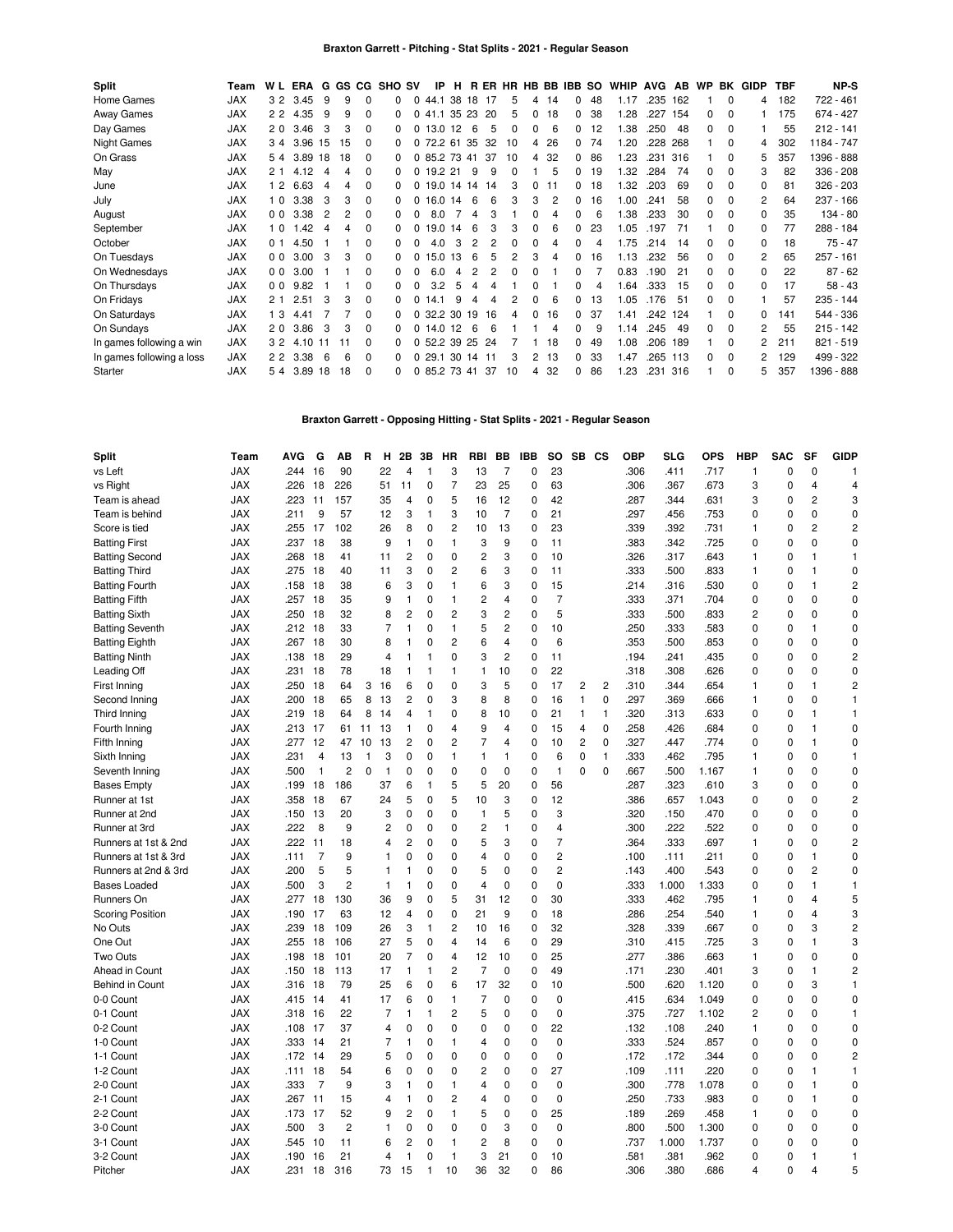# Braxton Garrett - Pitching - Stat Splits - 2021 - Regular Season

| Split | Team | W | L | ERA | G | GS | CG | SHO | SV | IP | H | R | ER | HR | HB | BB | IBB | SO | WHIP | AVG | AB | WP | BK | GIDP | TBF | NP-S |
|---|---|---|---|---|---|---|---|---|---|---|---|---|---|---|---|---|---|---|---|---|---|---|---|---|---|---|
| Home Games | JAX | 3 | 2 | 3.45 | 9 | 9 | 0 | 0 | 0 | 44.1 | 38 | 18 | 17 | 5 | 4 | 14 | 0 | 48 | 1.17 | .235 | 162 | 1 | 0 | 4 | 182 | 722 - 461 |
| Away Games | JAX | 2 | 2 | 4.35 | 9 | 9 | 0 | 0 | 0 | 41.1 | 35 | 23 | 20 | 5 | 0 | 18 | 0 | 38 | 1.28 | .227 | 154 | 0 | 0 | 1 | 175 | 674 - 427 |
| Day Games | JAX | 2 | 0 | 3.46 | 3 | 3 | 0 | 0 | 0 | 13.0 | 12 | 6 | 5 | 0 | 0 | 6 | 0 | 12 | 1.38 | .250 | 48 | 0 | 0 | 1 | 55 | 212 - 141 |
| Night Games | JAX | 3 | 4 | 3.96 | 15 | 15 | 0 | 0 | 0 | 72.2 | 61 | 35 | 32 | 10 | 4 | 26 | 0 | 74 | 1.20 | .228 | 268 | 1 | 0 | 4 | 302 | 1184 - 747 |
| On Grass | JAX | 5 | 4 | 3.89 | 18 | 18 | 0 | 0 | 0 | 85.2 | 73 | 41 | 37 | 10 | 4 | 32 | 0 | 86 | 1.23 | .231 | 316 | 1 | 0 | 5 | 357 | 1396 - 888 |
| May | JAX | 2 | 1 | 4.12 | 4 | 4 | 0 | 0 | 0 | 19.2 | 21 | 9 | 9 | 0 | 1 | 5 | 0 | 19 | 1.32 | .284 | 74 | 0 | 0 | 3 | 82 | 336 - 208 |
| June | JAX | 1 | 2 | 6.63 | 4 | 4 | 0 | 0 | 0 | 19.0 | 14 | 14 | 14 | 3 | 0 | 11 | 0 | 18 | 1.32 | .203 | 69 | 0 | 0 | 0 | 81 | 326 - 203 |
| July | JAX | 1 | 0 | 3.38 | 3 | 3 | 0 | 0 | 0 | 16.0 | 14 | 6 | 6 | 3 | 3 | 2 | 0 | 16 | 1.00 | .241 | 58 | 0 | 0 | 2 | 64 | 237 - 166 |
| August | JAX | 0 | 0 | 3.38 | 2 | 2 | 0 | 0 | 0 | 8.0 | 7 | 4 | 3 | 1 | 0 | 4 | 0 | 6 | 1.38 | .233 | 30 | 0 | 0 | 0 | 35 | 134 - 80 |
| September | JAX | 1 | 0 | 1.42 | 4 | 4 | 0 | 0 | 0 | 19.0 | 14 | 6 | 3 | 3 | 0 | 6 | 0 | 23 | 1.05 | .197 | 71 | 1 | 0 | 0 | 77 | 288 - 184 |
| October | JAX | 0 | 1 | 4.50 | 1 | 1 | 0 | 0 | 0 | 4.0 | 3 | 2 | 2 | 0 | 0 | 4 | 0 | 4 | 1.75 | .214 | 14 | 0 | 0 | 0 | 18 | 75 - 47 |
| On Tuesdays | JAX | 0 | 0 | 3.00 | 3 | 3 | 0 | 0 | 0 | 15.0 | 13 | 6 | 5 | 2 | 3 | 4 | 0 | 16 | 1.13 | .232 | 56 | 0 | 0 | 2 | 65 | 257 - 161 |
| On Wednesdays | JAX | 0 | 0 | 3.00 | 1 | 1 | 0 | 0 | 0 | 6.0 | 4 | 2 | 2 | 0 | 0 | 1 | 0 | 7 | 0.83 | .190 | 21 | 0 | 0 | 0 | 22 | 87 - 62 |
| On Thursdays | JAX | 0 | 0 | 9.82 | 1 | 1 | 0 | 0 | 0 | 3.2 | 5 | 4 | 4 | 1 | 0 | 1 | 0 | 4 | 1.64 | .333 | 15 | 0 | 0 | 0 | 17 | 58 - 43 |
| On Fridays | JAX | 2 | 1 | 2.51 | 3 | 3 | 0 | 0 | 0 | 14.1 | 9 | 4 | 4 | 2 | 0 | 6 | 0 | 13 | 1.05 | .176 | 51 | 0 | 0 | 1 | 57 | 235 - 144 |
| On Saturdays | JAX | 1 | 3 | 4.41 | 7 | 7 | 0 | 0 | 0 | 32.2 | 30 | 19 | 16 | 4 | 0 | 16 | 0 | 37 | 1.41 | .242 | 124 | 1 | 0 | 0 | 141 | 544 - 336 |
| On Sundays | JAX | 2 | 0 | 3.86 | 3 | 3 | 0 | 0 | 0 | 14.0 | 12 | 6 | 6 | 1 | 1 | 4 | 0 | 9 | 1.14 | .245 | 49 | 0 | 0 | 2 | 55 | 215 - 142 |
| In games following a win | JAX | 3 | 2 | 4.10 | 11 | 11 | 0 | 0 | 0 | 52.2 | 39 | 25 | 24 | 7 | 1 | 18 | 0 | 49 | 1.08 | .206 | 189 | 1 | 0 | 2 | 211 | 821 - 519 |
| In games following a loss | JAX | 2 | 2 | 3.38 | 6 | 6 | 0 | 0 | 0 | 29.1 | 30 | 14 | 11 | 3 | 2 | 13 | 0 | 33 | 1.47 | .265 | 113 | 0 | 0 | 2 | 129 | 499 - 322 |
| Starter | JAX | 5 | 4 | 3.89 | 18 | 18 | 0 | 0 | 0 | 85.2 | 73 | 41 | 37 | 10 | 4 | 32 | 0 | 86 | 1.23 | .231 | 316 | 1 | 0 | 5 | 357 | 1396 - 888 |

# Braxton Garrett - Opposing Hitting - Stat Splits - 2021 - Regular Season

| Split | Team | AVG | G | AB | R | H | 2B | 3B | HR | RBI | BB | IBB | SO | SB | CS | OBP | SLG | OPS | HBP | SAC | SF | GIDP |
|---|---|---|---|---|---|---|---|---|---|---|---|---|---|---|---|---|---|---|---|---|---|---|
| vs Left | JAX | .244 | 16 | 90 | | 22 | 4 | 1 | 3 | 13 | 7 | 0 | 23 | | | .306 | .411 | .717 | 1 | 0 | 0 | 1 |
| vs Right | JAX | .226 | 18 | 226 | | 51 | 11 | 0 | 7 | 23 | 25 | 0 | 63 | | | .306 | .367 | .673 | 3 | 0 | 4 | 4 |
| Team is ahead | JAX | .223 | 11 | 157 | | 35 | 4 | 0 | 5 | 16 | 12 | 0 | 42 | | | .287 | .344 | .631 | 3 | 0 | 2 | 3 |
| Team is behind | JAX | .211 | 9 | 57 | | 12 | 3 | 1 | 3 | 10 | 7 | 0 | 21 | | | .297 | .456 | .753 | 0 | 0 | 0 | 0 |
| Score is tied | JAX | .255 | 17 | 102 | | 26 | 8 | 0 | 2 | 10 | 13 | 0 | 23 | | | .339 | .392 | .731 | 1 | 0 | 2 | 2 |
| Batting First | JAX | .237 | 18 | 38 | | 9 | 1 | 0 | 1 | 3 | 9 | 0 | 11 | | | .383 | .342 | .725 | 0 | 0 | 0 | 0 |
| Batting Second | JAX | .268 | 18 | 41 | | 11 | 2 | 0 | 0 | 2 | 3 | 0 | 10 | | | .326 | .317 | .643 | 1 | 0 | 1 | 1 |
| Batting Third | JAX | .275 | 18 | 40 | | 11 | 3 | 0 | 2 | 6 | 3 | 0 | 11 | | | .333 | .500 | .833 | 1 | 0 | 1 | 0 |
| Batting Fourth | JAX | .158 | 18 | 38 | | 6 | 3 | 0 | 1 | 6 | 3 | 0 | 15 | | | .214 | .316 | .530 | 0 | 0 | 1 | 2 |
| Batting Fifth | JAX | .257 | 18 | 35 | | 9 | 1 | 0 | 1 | 2 | 4 | 0 | 7 | | | .333 | .371 | .704 | 0 | 0 | 0 | 0 |
| Batting Sixth | JAX | .250 | 18 | 32 | | 8 | 2 | 0 | 2 | 3 | 2 | 0 | 5 | | | .333 | .500 | .833 | 2 | 0 | 0 | 0 |
| Batting Seventh | JAX | .212 | 18 | 33 | | 7 | 1 | 0 | 1 | 5 | 2 | 0 | 10 | | | .250 | .333 | .583 | 0 | 0 | 1 | 0 |
| Batting Eighth | JAX | .267 | 18 | 30 | | 8 | 1 | 0 | 2 | 6 | 4 | 0 | 6 | | | .353 | .500 | .853 | 0 | 0 | 0 | 0 |
| Batting Ninth | JAX | .138 | 18 | 29 | | 4 | 1 | 1 | 0 | 3 | 2 | 0 | 11 | | | .194 | .241 | .435 | 0 | 0 | 0 | 2 |
| Leading Off | JAX | .231 | 18 | 78 | | 18 | 1 | 1 | 1 | 1 | 10 | 0 | 22 | | | .318 | .308 | .626 | 0 | 0 | 0 | 0 |
| First Inning | JAX | .250 | 18 | 64 | 3 | 16 | 6 | 0 | 0 | 3 | 5 | 0 | 17 | 2 | 2 | .310 | .344 | .654 | 1 | 0 | 1 | 2 |
| Second Inning | JAX | .200 | 18 | 65 | 8 | 13 | 2 | 0 | 3 | 8 | 8 | 0 | 16 | 1 | 0 | .297 | .369 | .666 | 1 | 0 | 0 | 1 |
| Third Inning | JAX | .219 | 18 | 64 | 8 | 14 | 4 | 1 | 0 | 8 | 10 | 0 | 21 | 1 | 1 | .320 | .313 | .633 | 0 | 0 | 1 | 1 |
| Fourth Inning | JAX | .213 | 17 | 61 | 11 | 13 | 1 | 0 | 4 | 9 | 4 | 0 | 15 | 4 | 0 | .258 | .426 | .684 | 0 | 0 | 1 | 0 |
| Fifth Inning | JAX | .277 | 12 | 47 | 10 | 13 | 2 | 0 | 2 | 7 | 4 | 0 | 10 | 2 | 0 | .327 | .447 | .774 | 0 | 0 | 1 | 0 |
| Sixth Inning | JAX | .231 | 4 | 13 | 1 | 3 | 0 | 0 | 1 | 1 | 1 | 0 | 6 | 0 | 1 | .333 | .462 | .795 | 1 | 0 | 0 | 1 |
| Seventh Inning | JAX | .500 | 1 | 2 | 0 | 1 | 0 | 0 | 0 | 0 | 0 | 0 | 1 | 0 | 0 | .667 | .500 | 1.167 | 1 | 0 | 0 | 0 |
| Bases Empty | JAX | .199 | 18 | 186 | | 37 | 6 | 1 | 5 | 5 | 20 | 0 | 56 | | | .287 | .323 | .610 | 3 | 0 | 0 | 0 |
| Runner at 1st | JAX | .358 | 18 | 67 | | 24 | 5 | 0 | 5 | 10 | 3 | 0 | 12 | | | .386 | .657 | 1.043 | 0 | 0 | 0 | 2 |
| Runner at 2nd | JAX | .150 | 13 | 20 | | 3 | 0 | 0 | 0 | 1 | 5 | 0 | 3 | | | .320 | .150 | .470 | 0 | 0 | 0 | 0 |
| Runner at 3rd | JAX | .222 | 8 | 9 | | 2 | 0 | 0 | 0 | 2 | 1 | 0 | 4 | | | .300 | .222 | .522 | 0 | 0 | 0 | 0 |
| Runners at 1st & 2nd | JAX | .222 | 11 | 18 | | 4 | 2 | 0 | 0 | 5 | 3 | 0 | 7 | | | .364 | .333 | .697 | 1 | 0 | 0 | 2 |
| Runners at 1st & 3rd | JAX | .111 | 7 | 9 | | 1 | 0 | 0 | 0 | 4 | 0 | 0 | 2 | | | .100 | .111 | .211 | 0 | 0 | 1 | 0 |
| Runners at 2nd & 3rd | JAX | .200 | 5 | 5 | | 1 | 1 | 0 | 0 | 5 | 0 | 0 | 2 | | | .143 | .400 | .543 | 0 | 0 | 2 | 0 |
| Bases Loaded | JAX | .500 | 3 | 2 | | 1 | 1 | 0 | 0 | 4 | 0 | 0 | 0 | | | .333 | 1.000 | 1.333 | 0 | 0 | 1 | 1 |
| Runners On | JAX | .277 | 18 | 130 | | 36 | 9 | 0 | 5 | 31 | 12 | 0 | 30 | | | .333 | .462 | .795 | 1 | 0 | 4 | 5 |
| Scoring Position | JAX | .190 | 17 | 63 | | 12 | 4 | 0 | 0 | 21 | 9 | 0 | 18 | | | .286 | .254 | .540 | 1 | 0 | 4 | 3 |
| No Outs | JAX | .239 | 18 | 109 | | 26 | 3 | 1 | 2 | 10 | 16 | 0 | 32 | | | .328 | .339 | .667 | 0 | 0 | 3 | 2 |
| One Out | JAX | .255 | 18 | 106 | | 27 | 5 | 0 | 4 | 14 | 6 | 0 | 29 | | | .310 | .415 | .725 | 3 | 0 | 1 | 3 |
| Two Outs | JAX | .198 | 18 | 101 | | 20 | 7 | 0 | 4 | 12 | 10 | 0 | 25 | | | .277 | .386 | .663 | 1 | 0 | 0 | 0 |
| Ahead in Count | JAX | .150 | 18 | 113 | | 17 | 1 | 1 | 2 | 7 | 0 | 0 | 49 | | | .171 | .230 | .401 | 3 | 0 | 1 | 2 |
| Behind in Count | JAX | .316 | 18 | 79 | | 25 | 6 | 0 | 6 | 17 | 32 | 0 | 10 | | | .500 | .620 | 1.120 | 0 | 0 | 3 | 1 |
| 0-0 Count | JAX | .415 | 14 | 41 | | 17 | 6 | 0 | 1 | 7 | 0 | 0 | 0 | | | .415 | .634 | 1.049 | 0 | 0 | 0 | 0 |
| 0-1 Count | JAX | .318 | 16 | 22 | | 7 | 1 | 1 | 2 | 5 | 0 | 0 | 0 | | | .375 | .727 | 1.102 | 2 | 0 | 0 | 1 |
| 0-2 Count | JAX | .108 | 17 | 37 | | 4 | 0 | 0 | 0 | 0 | 0 | 0 | 22 | | | .132 | .108 | .240 | 1 | 0 | 0 | 0 |
| 1-0 Count | JAX | .333 | 14 | 21 | | 7 | 1 | 0 | 1 | 4 | 0 | 0 | 0 | | | .333 | .524 | .857 | 0 | 0 | 0 | 0 |
| 1-1 Count | JAX | .172 | 14 | 29 | | 5 | 0 | 0 | 0 | 0 | 0 | 0 | 0 | | | .172 | .172 | .344 | 0 | 0 | 0 | 2 |
| 1-2 Count | JAX | .111 | 18 | 54 | | 6 | 0 | 0 | 0 | 2 | 0 | 0 | 27 | | | .109 | .111 | .220 | 0 | 0 | 1 | 1 |
| 2-0 Count | JAX | .333 | 7 | 9 | | 3 | 1 | 0 | 1 | 4 | 0 | 0 | 0 | | | .300 | .778 | 1.078 | 0 | 0 | 1 | 0 |
| 2-1 Count | JAX | .267 | 11 | 15 | | 4 | 1 | 0 | 2 | 4 | 0 | 0 | 0 | | | .250 | .733 | .983 | 0 | 0 | 1 | 0 |
| 2-2 Count | JAX | .173 | 17 | 52 | | 9 | 2 | 0 | 1 | 5 | 0 | 0 | 25 | | | .189 | .269 | .458 | 1 | 0 | 0 | 0 |
| 3-0 Count | JAX | .500 | 3 | 2 | | 1 | 0 | 0 | 0 | 0 | 3 | 0 | 0 | | | .800 | .500 | 1.300 | 0 | 0 | 0 | 0 |
| 3-1 Count | JAX | .545 | 10 | 11 | | 6 | 2 | 0 | 1 | 2 | 8 | 0 | 0 | | | .737 | 1.000 | 1.737 | 0 | 0 | 0 | 0 |
| 3-2 Count | JAX | .190 | 16 | 21 | | 4 | 1 | 0 | 1 | 3 | 21 | 0 | 10 | | | .581 | .381 | .962 | 0 | 0 | 1 | 1 |
| Pitcher | JAX | .231 | 18 | 316 | | 73 | 15 | 1 | 10 | 36 | 32 | 0 | 86 | | | .306 | .380 | .686 | 4 | 0 | 4 | 5 |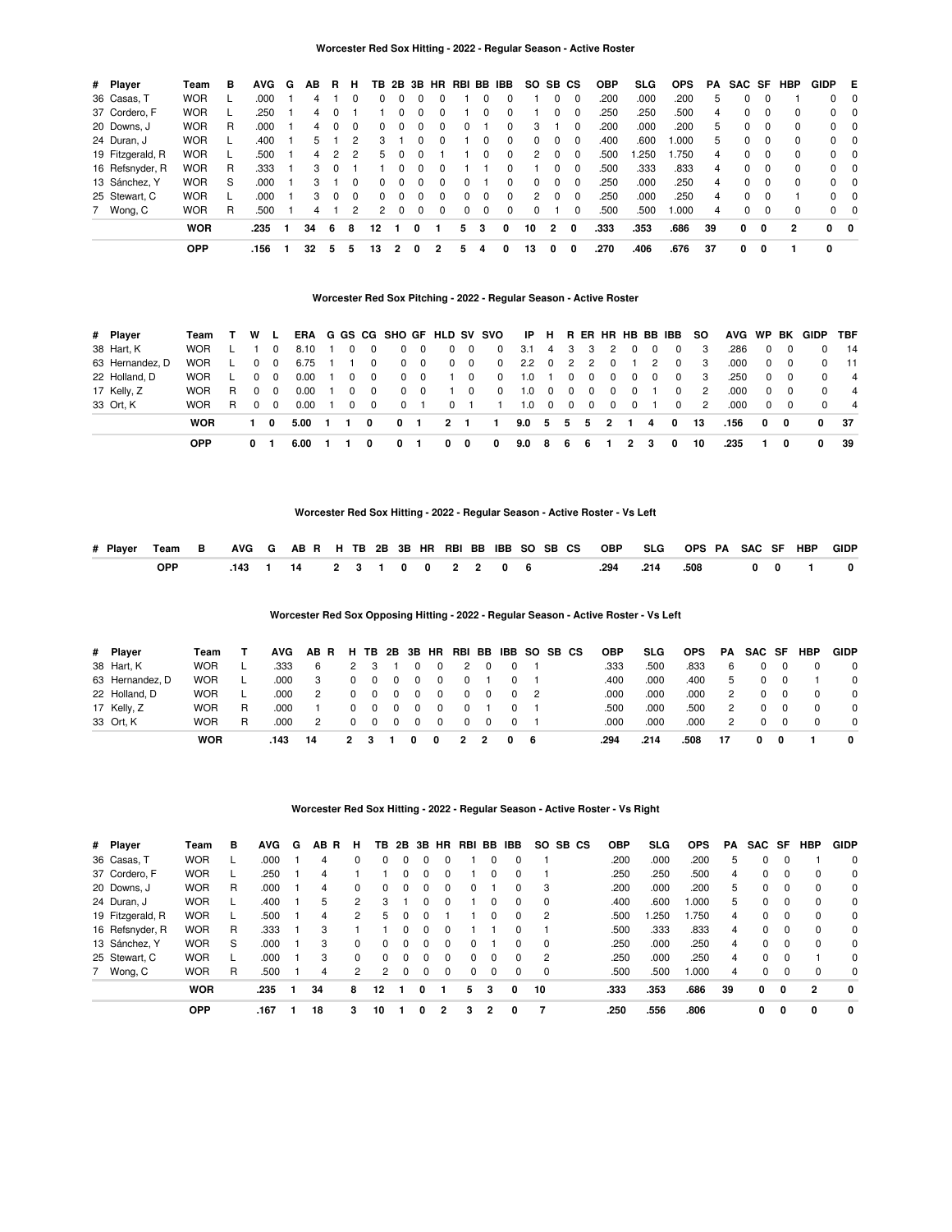### Worcester Red Sox Hitting - 2022 - Regular Season - Active Roster

| # | Player | Team | B | AVG | G | AB | R | H | TB | 2B | 3B | HR | RBI | BB | IBB | SO | SB | CS | OBP | SLG | OPS | PA | SAC | SF | HBP | GIDP | E |
|---|---|---|---|---|---|---|---|---|---|---|---|---|---|---|---|---|---|---|---|---|---|---|---|---|---|---|---|
| 36 | Casas, T | WOR | L | .000 | 1 | 4 | 1 | 0 | 0 | 0 | 0 | 0 | 1 | 0 | 0 | 1 | 0 | 0 | .200 | .000 | .200 | 5 | 0 | 0 | 1 | 0 | 0 |
| 37 | Cordero, F | WOR | L | .250 | 1 | 4 | 0 | 1 | 1 | 0 | 0 | 0 | 1 | 0 | 0 | 1 | 0 | 0 | .250 | .250 | .500 | 4 | 0 | 0 | 0 | 0 | 0 |
| 20 | Downs, J | WOR | R | .000 | 1 | 4 | 0 | 0 | 0 | 0 | 0 | 0 | 0 | 1 | 0 | 3 | 1 | 0 | .200 | .000 | .200 | 5 | 0 | 0 | 0 | 0 | 0 |
| 24 | Duran, J | WOR | L | .400 | 1 | 5 | 1 | 2 | 3 | 1 | 0 | 0 | 1 | 0 | 0 | 0 | 0 | 0 | .400 | .600 | 1.000 | 5 | 0 | 0 | 0 | 0 | 0 |
| 19 | Fitzgerald, R | WOR | L | .500 | 1 | 4 | 2 | 2 | 5 | 0 | 0 | 1 | 1 | 0 | 0 | 2 | 0 | 0 | .500 | 1.250 | 1.750 | 4 | 0 | 0 | 0 | 0 | 0 |
| 16 | Refsnyder, R | WOR | R | .333 | 1 | 3 | 0 | 1 | 1 | 0 | 0 | 0 | 1 | 1 | 0 | 1 | 0 | 0 | .500 | .333 | .833 | 4 | 0 | 0 | 0 | 0 | 0 |
| 13 | Sánchez, Y | WOR | S | .000 | 1 | 3 | 1 | 0 | 0 | 0 | 0 | 0 | 0 | 1 | 0 | 0 | 0 | 0 | .250 | .000 | .250 | 4 | 0 | 0 | 0 | 0 | 0 |
| 25 | Stewart, C | WOR | L | .000 | 1 | 3 | 0 | 0 | 0 | 0 | 0 | 0 | 0 | 0 | 0 | 2 | 0 | 0 | .250 | .000 | .250 | 4 | 0 | 0 | 1 | 0 | 0 |
| 7 | Wong, C | WOR | R | .500 | 1 | 4 | 1 | 2 | 2 | 0 | 0 | 0 | 0 | 0 | 0 | 0 | 1 | 0 | .500 | .500 | 1.000 | 4 | 0 | 0 | 0 | 0 | 0 |
| | | **WOR** | | **.235** | **1** | **34** | **6** | **8** | **12** | **1** | **0** | **1** | **5** | **3** | **0** | **10** | **2** | **0** | **.333** | **.353** | **.686** | **39** | **0** | **0** | **2** | **0** | **0** |
| | | **OPP** | | **.156** | **1** | **32** | **5** | **5** | **13** | **2** | **0** | **2** | **5** | **4** | **0** | **13** | **0** | **0** | **.270** | **.406** | **.676** | **37** | **0** | **0** | **1** | **0** | |

### Worcester Red Sox Pitching - 2022 - Regular Season - Active Roster

| # | Player | Team | T | W | L | ERA | G | GS | CG | SHO | GF | HLD | SV | SVO | IP | H | R | ER | HR | HB | BB | IBB | SO | AVG | WP | BK | GIDP | TBF |
|---|---|---|---|---|---|---|---|---|---|---|---|---|---|---|---|---|---|---|---|---|---|---|---|---|---|---|---|---|
| 38 | Hart, K | WOR | L | 1 | 0 | 8.10 | 1 | 0 | 0 | 0 | 0 | 0 | 0 | 0 | 3.1 | 4 | 3 | 3 | 2 | 0 | 0 | 0 | 3 | .286 | 0 | 0 | 0 | 14 |
| 63 | Hernandez, D | WOR | L | 0 | 0 | 6.75 | 1 | 1 | 0 | 0 | 0 | 0 | 0 | 0 | 2.2 | 0 | 2 | 2 | 0 | 1 | 2 | 0 | 3 | .000 | 0 | 0 | 0 | 11 |
| 22 | Holland, D | WOR | L | 0 | 0 | 0.00 | 1 | 0 | 0 | 0 | 0 | 1 | 0 | 0 | 1.0 | 1 | 0 | 0 | 0 | 0 | 0 | 0 | 3 | .250 | 0 | 0 | 0 | 4 |
| 17 | Kelly, Z | WOR | R | 0 | 0 | 0.00 | 1 | 0 | 0 | 0 | 0 | 1 | 0 | 0 | 1.0 | 0 | 0 | 0 | 0 | 0 | 1 | 0 | 2 | .000 | 0 | 0 | 0 | 4 |
| 33 | Ort, K | WOR | R | 0 | 0 | 0.00 | 1 | 0 | 0 | 0 | 1 | 0 | 1 | 1 | 1.0 | 0 | 0 | 0 | 0 | 0 | 1 | 0 | 2 | .000 | 0 | 0 | 0 | 4 |
| | | **WOR** | | **1** | **0** | **5.00** | **1** | **1** | **0** | **0** | **1** | **2** | **1** | **1** | **9.0** | **5** | **5** | **5** | **2** | **1** | **4** | **0** | **13** | **.156** | **0** | **0** | **0** | **37** |
| | | **OPP** | | **0** | **1** | **6.00** | **1** | **1** | **0** | **0** | **1** | **0** | **0** | **0** | **9.0** | **8** | **6** | **6** | **1** | **2** | **3** | **0** | **10** | **.235** | **1** | **0** | **0** | **39** |

### Worcester Red Sox Hitting - 2022 - Regular Season - Active Roster - Vs Left

| # | Player | Team | B | AVG | G | AB | R | H | TB | 2B | 3B | HR | RBI | BB | IBB | SO | SB | CS | OBP | SLG | OPS | PA | SAC | SF | HBP | GIDP |
|---|---|---|---|---|---|---|---|---|---|---|---|---|---|---|---|---|---|---|---|---|---|---|---|---|---|---|
| | | **OPP** | | **.143** | **1** | **14** | | **2** | **3** | **1** | **0** | **0** | **2** | **2** | **0** | **6** | | | **.294** | **.214** | **.508** | | **0** | **0** | **1** | **0** |

### Worcester Red Sox Opposing Hitting - 2022 - Regular Season - Active Roster - Vs Left

| # | Player | Team | T | AVG | AB | R | H | TB | 2B | 3B | HR | RBI | BB | IBB | SO | SB | CS | OBP | SLG | OPS | PA | SAC | SF | HBP | GIDP |
|---|---|---|---|---|---|---|---|---|---|---|---|---|---|---|---|---|---|---|---|---|---|---|---|---|---|
| 38 | Hart, K | WOR | L | .333 | 6 | | 2 | 3 | 1 | 0 | 0 | 2 | 0 | 0 | 1 | | | .333 | .500 | .833 | 6 | 0 | 0 | 0 | 0 |
| 63 | Hernandez, D | WOR | L | .000 | 3 | | 0 | 0 | 0 | 0 | 0 | 0 | 1 | 0 | 1 | | | .400 | .000 | .400 | 5 | 0 | 0 | 1 | 0 |
| 22 | Holland, D | WOR | L | .000 | 2 | | 0 | 0 | 0 | 0 | 0 | 0 | 0 | 0 | 2 | | | .000 | .000 | .000 | 2 | 0 | 0 | 0 | 0 |
| 17 | Kelly, Z | WOR | R | .000 | 1 | | 0 | 0 | 0 | 0 | 0 | 0 | 1 | 0 | 1 | | | .500 | .000 | .500 | 2 | 0 | 0 | 0 | 0 |
| 33 | Ort, K | WOR | R | .000 | 2 | | 0 | 0 | 0 | 0 | 0 | 0 | 0 | 0 | 1 | | | .000 | .000 | .000 | 2 | 0 | 0 | 0 | 0 |
| | | **WOR** | | **.143** | **14** | | **2** | **3** | **1** | **0** | **0** | **2** | **2** | **0** | **6** | | | **.294** | **.214** | **.508** | **17** | **0** | **0** | **1** | **0** |

### Worcester Red Sox Hitting - 2022 - Regular Season - Active Roster - Vs Right

| # | Player | Team | B | AVG | G | AB | R | H | TB | 2B | 3B | HR | RBI | BB | IBB | SO | SB | CS | OBP | SLG | OPS | PA | SAC | SF | HBP | GIDP |
|---|---|---|---|---|---|---|---|---|---|---|---|---|---|---|---|---|---|---|---|---|---|---|---|---|---|---|
| 36 | Casas, T | WOR | L | .000 | 1 | 4 | | 0 | 0 | 0 | 0 | 0 | 1 | 0 | 0 | 1 | | | .200 | .000 | .200 | 5 | 0 | 0 | 1 | 0 |
| 37 | Cordero, F | WOR | L | .250 | 1 | 4 | | 1 | 1 | 0 | 0 | 0 | 1 | 0 | 0 | 1 | | | .250 | .250 | .500 | 4 | 0 | 0 | 0 | 0 |
| 20 | Downs, J | WOR | R | .000 | 1 | 4 | | 0 | 0 | 0 | 0 | 0 | 0 | 1 | 0 | 3 | | | .200 | .000 | .200 | 5 | 0 | 0 | 0 | 0 |
| 24 | Duran, J | WOR | L | .400 | 1 | 5 | | 2 | 3 | 1 | 0 | 0 | 1 | 0 | 0 | 0 | | | .400 | .600 | 1.000 | 5 | 0 | 0 | 0 | 0 |
| 19 | Fitzgerald, R | WOR | L | .500 | 1 | 4 | | 2 | 5 | 0 | 0 | 1 | 1 | 0 | 0 | 2 | | | .500 | 1.250 | 1.750 | 4 | 0 | 0 | 0 | 0 |
| 16 | Refsnyder, R | WOR | R | .333 | 1 | 3 | | 1 | 1 | 0 | 0 | 0 | 1 | 1 | 0 | 1 | | | .500 | .333 | .833 | 4 | 0 | 0 | 0 | 0 |
| 13 | Sánchez, Y | WOR | S | .000 | 1 | 3 | | 0 | 0 | 0 | 0 | 0 | 0 | 1 | 0 | 0 | | | .250 | .000 | .250 | 4 | 0 | 0 | 0 | 0 |
| 25 | Stewart, C | WOR | L | .000 | 1 | 3 | | 0 | 0 | 0 | 0 | 0 | 0 | 0 | 0 | 2 | | | .250 | .000 | .250 | 4 | 0 | 0 | 1 | 0 |
| 7 | Wong, C | WOR | R | .500 | 1 | 4 | | 2 | 2 | 0 | 0 | 0 | 0 | 0 | 0 | 0 | | | .500 | .500 | 1.000 | 4 | 0 | 0 | 0 | 0 |
| | | **WOR** | | **.235** | **1** | **34** | | **8** | **12** | **1** | **0** | **1** | **5** | **3** | **0** | **10** | | | **.333** | **.353** | **.686** | **39** | **0** | **0** | **2** | **0** |
| | | **OPP** | | **.167** | **1** | **18** | | **3** | **10** | **1** | **0** | **2** | **3** | **2** | **0** | **7** | | | **.250** | **.556** | **.806** | | **0** | **0** | **0** | **0** |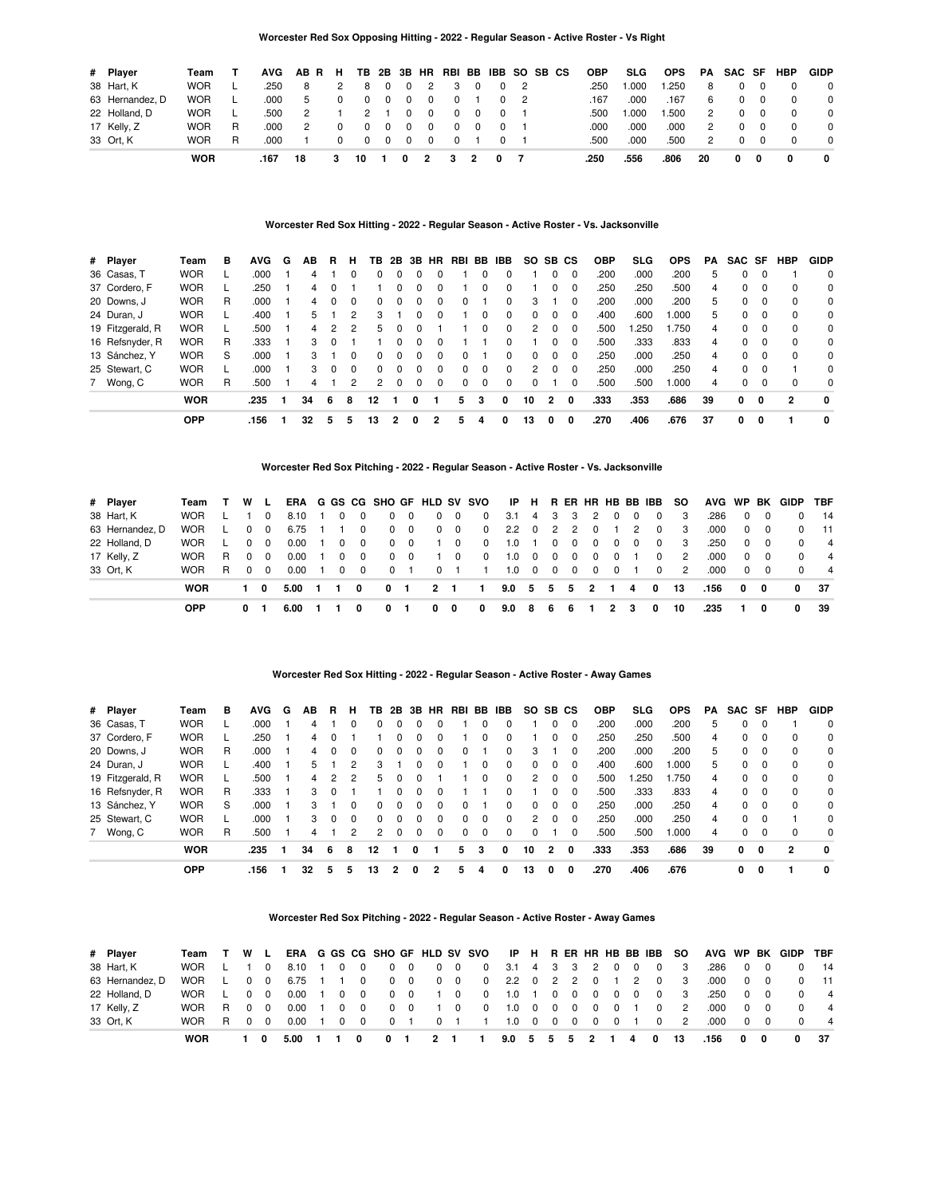**Worcester Red Sox Opposing Hitting - 2022 - Regular Season - Active Roster - Vs Right**

| # | Player | Team | T | AVG | AB | R | H | TB | 2B | 3B | HR | RBI | BB | IBB | SO | SB | CS | OBP | SLG | OPS | PA | SAC | SF | HBP | GIDP |
|---|---|---|---|---|---|---|---|---|---|---|---|---|---|---|---|---|---|---|---|---|---|---|---|---|---|
| 38 | Hart, K | WOR | L | .250 | 8 | | 2 | 8 | 0 | 0 | 2 | 3 | 0 | 0 | 2 | | | .250 | 1.000 | 1.250 | 8 | 0 | 0 | 0 | 0 |
| 63 | Hernandez, D | WOR | L | .000 | 5 | | 0 | 0 | 0 | 0 | 0 | 0 | 1 | 0 | 2 | | | .167 | .000 | .167 | 6 | 0 | 0 | 0 | 0 |
| 22 | Holland, D | WOR | L | .500 | 2 | | 1 | 2 | 1 | 0 | 0 | 0 | 0 | 0 | 1 | | | .500 | 1.000 | 1.500 | 2 | 0 | 0 | 0 | 0 |
| 17 | Kelly, Z | WOR | R | .000 | 2 | | 0 | 0 | 0 | 0 | 0 | 0 | 0 | 0 | 1 | | | .000 | .000 | .000 | 2 | 0 | 0 | 0 | 0 |
| 33 | Ort, K | WOR | R | .000 | 1 | | 0 | 0 | 0 | 0 | 0 | 0 | 1 | 0 | 1 | | | .500 | .000 | .500 | 2 | 0 | 0 | 0 | 0 |
| | **WOR** | | | **.167** | **18** | | **3** | **10** | **1** | **0** | **2** | **3** | **2** | **0** | **7** | | | **.250** | **.556** | **.806** | **20** | **0** | **0** | **0** | **0** |

**Worcester Red Sox Hitting - 2022 - Regular Season - Active Roster - Vs. Jacksonville**

| # | Player | Team | B | AVG | G | AB | R | H | TB | 2B | 3B | HR | RBI | BB | IBB | SO | SB | CS | OBP | SLG | OPS | PA | SAC | SF | HBP | GIDP |
|---|---|---|---|---|---|---|---|---|---|---|---|---|---|---|---|---|---|---|---|---|---|---|---|---|---|---|
| 36 | Casas, T | WOR | L | .000 | 1 | 4 | 1 | 0 | 0 | 0 | 0 | 0 | 1 | 0 | 0 | 1 | 0 | 0 | .200 | .000 | .200 | 5 | 0 | 0 | 1 | 0 |
| 37 | Cordero, F | WOR | L | .250 | 1 | 4 | 0 | 1 | 1 | 0 | 0 | 0 | 1 | 0 | 0 | 1 | 0 | 0 | .250 | .250 | .500 | 4 | 0 | 0 | 0 | 0 |
| 20 | Downs, J | WOR | R | .000 | 1 | 4 | 0 | 0 | 0 | 0 | 0 | 0 | 0 | 1 | 0 | 3 | 1 | 0 | .200 | .000 | .200 | 5 | 0 | 0 | 0 | 0 |
| 24 | Duran, J | WOR | L | .400 | 1 | 5 | 1 | 2 | 3 | 1 | 0 | 0 | 1 | 0 | 0 | 0 | 0 | 0 | .400 | .600 | 1.000 | 5 | 0 | 0 | 0 | 0 |
| 19 | Fitzgerald, R | WOR | L | .500 | 1 | 4 | 2 | 2 | 5 | 0 | 0 | 1 | 1 | 0 | 0 | 2 | 0 | 0 | .500 | 1.250 | 1.750 | 4 | 0 | 0 | 0 | 0 |
| 16 | Refsnyder, R | WOR | R | .333 | 1 | 3 | 0 | 1 | 1 | 0 | 0 | 0 | 1 | 1 | 0 | 1 | 0 | 0 | .500 | .333 | .833 | 4 | 0 | 0 | 0 | 0 |
| 13 | Sánchez, Y | WOR | S | .000 | 1 | 3 | 1 | 0 | 0 | 0 | 0 | 0 | 0 | 1 | 0 | 0 | 0 | 0 | .250 | .000 | .250 | 4 | 0 | 0 | 0 | 0 |
| 25 | Stewart, C | WOR | L | .000 | 1 | 3 | 0 | 0 | 0 | 0 | 0 | 0 | 0 | 0 | 0 | 2 | 0 | 0 | .250 | .000 | .250 | 4 | 0 | 0 | 1 | 0 |
| 7 | Wong, C | WOR | R | .500 | 1 | 4 | 1 | 2 | 2 | 0 | 0 | 0 | 0 | 0 | 0 | 0 | 1 | 0 | .500 | .500 | 1.000 | 4 | 0 | 0 | 0 | 0 |
| | **WOR** | | | **.235** | **1** | **34** | **6** | **8** | **12** | **1** | **0** | **1** | **5** | **3** | **0** | **10** | **2** | **0** | **.333** | **.353** | **.686** | **39** | **0** | **0** | **2** | **0** |
| | **OPP** | | | **.156** | **1** | **32** | **5** | **5** | **13** | **2** | **0** | **2** | **5** | **4** | **0** | **13** | **0** | **0** | **.270** | **.406** | **.676** | **37** | **0** | **0** | **1** | **0** |

**Worcester Red Sox Pitching - 2022 - Regular Season - Active Roster - Vs. Jacksonville**

| # | Player | Team | T | W | L | ERA | G | GS | CG | SHO | GF | HLD | SV | SVO | IP | H | R | ER | HR | HB | BB | IBB | SO | AVG | WP | BK | GIDP | TBF |
|---|---|---|---|---|---|---|---|---|---|---|---|---|---|---|---|---|---|---|---|---|---|---|---|---|---|---|---|---|
| 38 | Hart, K | WOR | L | 1 | 0 | 8.10 | 1 | 0 | 0 | 0 | 0 | 0 | 0 | 0 | 3.1 | 4 | 3 | 3 | 2 | 0 | 0 | 0 | 3 | .286 | 0 | 0 | 0 | 14 |
| 63 | Hernandez, D | WOR | L | 0 | 0 | 6.75 | 1 | 1 | 0 | 0 | 0 | 0 | 0 | 0 | 2.2 | 0 | 2 | 2 | 0 | 1 | 2 | 0 | 3 | .000 | 0 | 0 | 0 | 11 |
| 22 | Holland, D | WOR | L | 0 | 0 | 0.00 | 1 | 0 | 0 | 0 | 0 | 1 | 0 | 0 | 1.0 | 1 | 0 | 0 | 0 | 0 | 0 | 0 | 3 | .250 | 0 | 0 | 0 | 4 |
| 17 | Kelly, Z | WOR | R | 0 | 0 | 0.00 | 1 | 0 | 0 | 0 | 0 | 1 | 0 | 0 | 1.0 | 0 | 0 | 0 | 0 | 0 | 1 | 0 | 2 | .000 | 0 | 0 | 0 | 4 |
| 33 | Ort, K | WOR | R | 0 | 0 | 0.00 | 1 | 0 | 0 | 0 | 1 | 0 | 1 | 1 | 1.0 | 0 | 0 | 0 | 0 | 0 | 1 | 0 | 2 | .000 | 0 | 0 | 0 | 4 |
| | **WOR** | | | **1** | **0** | **5.00** | **1** | **1** | **0** | **0** | **1** | **2** | **1** | **1** | **9.0** | **5** | **5** | **5** | **2** | **1** | **4** | **0** | **13** | **.156** | **0** | **0** | **0** | **37** |
| | **OPP** | | | **0** | **1** | **6.00** | **1** | **1** | **0** | **0** | **1** | **0** | **0** | **0** | **9.0** | **8** | **6** | **6** | **1** | **2** | **3** | **0** | **10** | **.235** | **1** | **0** | **0** | **39** |

**Worcester Red Sox Hitting - 2022 - Regular Season - Active Roster - Away Games**

| # | Player | Team | B | AVG | G | AB | R | H | TB | 2B | 3B | HR | RBI | BB | IBB | SO | SB | CS | OBP | SLG | OPS | PA | SAC | SF | HBP | GIDP |
|---|---|---|---|---|---|---|---|---|---|---|---|---|---|---|---|---|---|---|---|---|---|---|---|---|---|---|
| 36 | Casas, T | WOR | L | .000 | 1 | 4 | 1 | 0 | 0 | 0 | 0 | 0 | 1 | 0 | 0 | 1 | 0 | 0 | .200 | .000 | .200 | 5 | 0 | 0 | 1 | 0 |
| 37 | Cordero, F | WOR | L | .250 | 1 | 4 | 0 | 1 | 1 | 0 | 0 | 0 | 1 | 0 | 0 | 1 | 0 | 0 | .250 | .250 | .500 | 4 | 0 | 0 | 0 | 0 |
| 20 | Downs, J | WOR | R | .000 | 1 | 4 | 0 | 0 | 0 | 0 | 0 | 0 | 0 | 1 | 0 | 3 | 1 | 0 | .200 | .000 | .200 | 5 | 0 | 0 | 0 | 0 |
| 24 | Duran, J | WOR | L | .400 | 1 | 5 | 1 | 2 | 3 | 1 | 0 | 0 | 1 | 0 | 0 | 0 | 0 | 0 | .400 | .600 | 1.000 | 5 | 0 | 0 | 0 | 0 |
| 19 | Fitzgerald, R | WOR | L | .500 | 1 | 4 | 2 | 2 | 5 | 0 | 0 | 1 | 1 | 0 | 0 | 2 | 0 | 0 | .500 | 1.250 | 1.750 | 4 | 0 | 0 | 0 | 0 |
| 16 | Refsnyder, R | WOR | R | .333 | 1 | 3 | 0 | 1 | 1 | 0 | 0 | 0 | 1 | 1 | 0 | 1 | 0 | 0 | .500 | .333 | .833 | 4 | 0 | 0 | 0 | 0 |
| 13 | Sánchez, Y | WOR | S | .000 | 1 | 3 | 1 | 0 | 0 | 0 | 0 | 0 | 0 | 1 | 0 | 0 | 0 | 0 | .250 | .000 | .250 | 4 | 0 | 0 | 0 | 0 |
| 25 | Stewart, C | WOR | L | .000 | 1 | 3 | 0 | 0 | 0 | 0 | 0 | 0 | 0 | 0 | 0 | 2 | 0 | 0 | .250 | .000 | .250 | 4 | 0 | 0 | 1 | 0 |
| 7 | Wong, C | WOR | R | .500 | 1 | 4 | 1 | 2 | 2 | 0 | 0 | 0 | 0 | 0 | 0 | 0 | 1 | 0 | .500 | .500 | 1.000 | 4 | 0 | 0 | 0 | 0 |
| | **WOR** | | | **.235** | **1** | **34** | **6** | **8** | **12** | **1** | **0** | **1** | **5** | **3** | **0** | **10** | **2** | **0** | **.333** | **.353** | **.686** | **39** | **0** | **0** | **2** | **0** |
| | **OPP** | | | **.156** | **1** | **32** | **5** | **5** | **13** | **2** | **0** | **2** | **5** | **4** | **0** | **13** | **0** | **0** | **.270** | **.406** | **.676** | | **0** | **0** | **1** | **0** |

**Worcester Red Sox Pitching - 2022 - Regular Season - Active Roster - Away Games**

| # | Player | Team | T | W | L | ERA | G | GS | CG | SHO | GF | HLD | SV | SVO | IP | H | R | ER | HR | HB | BB | IBB | SO | AVG | WP | BK | GIDP | TBF |
|---|---|---|---|---|---|---|---|---|---|---|---|---|---|---|---|---|---|---|---|---|---|---|---|---|---|---|---|---|
| 38 | Hart, K | WOR | L | 1 | 0 | 8.10 | 1 | 0 | 0 | 0 | 0 | 0 | 0 | 0 | 3.1 | 4 | 3 | 3 | 2 | 0 | 0 | 0 | 3 | .286 | 0 | 0 | 0 | 14 |
| 63 | Hernandez, D | WOR | L | 0 | 0 | 6.75 | 1 | 1 | 0 | 0 | 0 | 0 | 0 | 0 | 2.2 | 0 | 2 | 2 | 0 | 1 | 2 | 0 | 3 | .000 | 0 | 0 | 0 | 11 |
| 22 | Holland, D | WOR | L | 0 | 0 | 0.00 | 1 | 0 | 0 | 0 | 0 | 1 | 0 | 0 | 1.0 | 1 | 0 | 0 | 0 | 0 | 0 | 0 | 3 | .250 | 0 | 0 | 0 | 4 |
| 17 | Kelly, Z | WOR | R | 0 | 0 | 0.00 | 1 | 0 | 0 | 0 | 0 | 1 | 0 | 0 | 1.0 | 0 | 0 | 0 | 0 | 0 | 1 | 0 | 2 | .000 | 0 | 0 | 0 | 4 |
| 33 | Ort, K | WOR | R | 0 | 0 | 0.00 | 1 | 0 | 0 | 0 | 1 | 0 | 1 | 1 | 1.0 | 0 | 0 | 0 | 0 | 0 | 1 | 0 | 2 | .000 | 0 | 0 | 0 | 4 |
| | **WOR** | | | **1** | **0** | **5.00** | **1** | **1** | **0** | **0** | **1** | **2** | **1** | **1** | **9.0** | **5** | **5** | **5** | **2** | **1** | **4** | **0** | **13** | **.156** | **0** | **0** | **0** | **37** |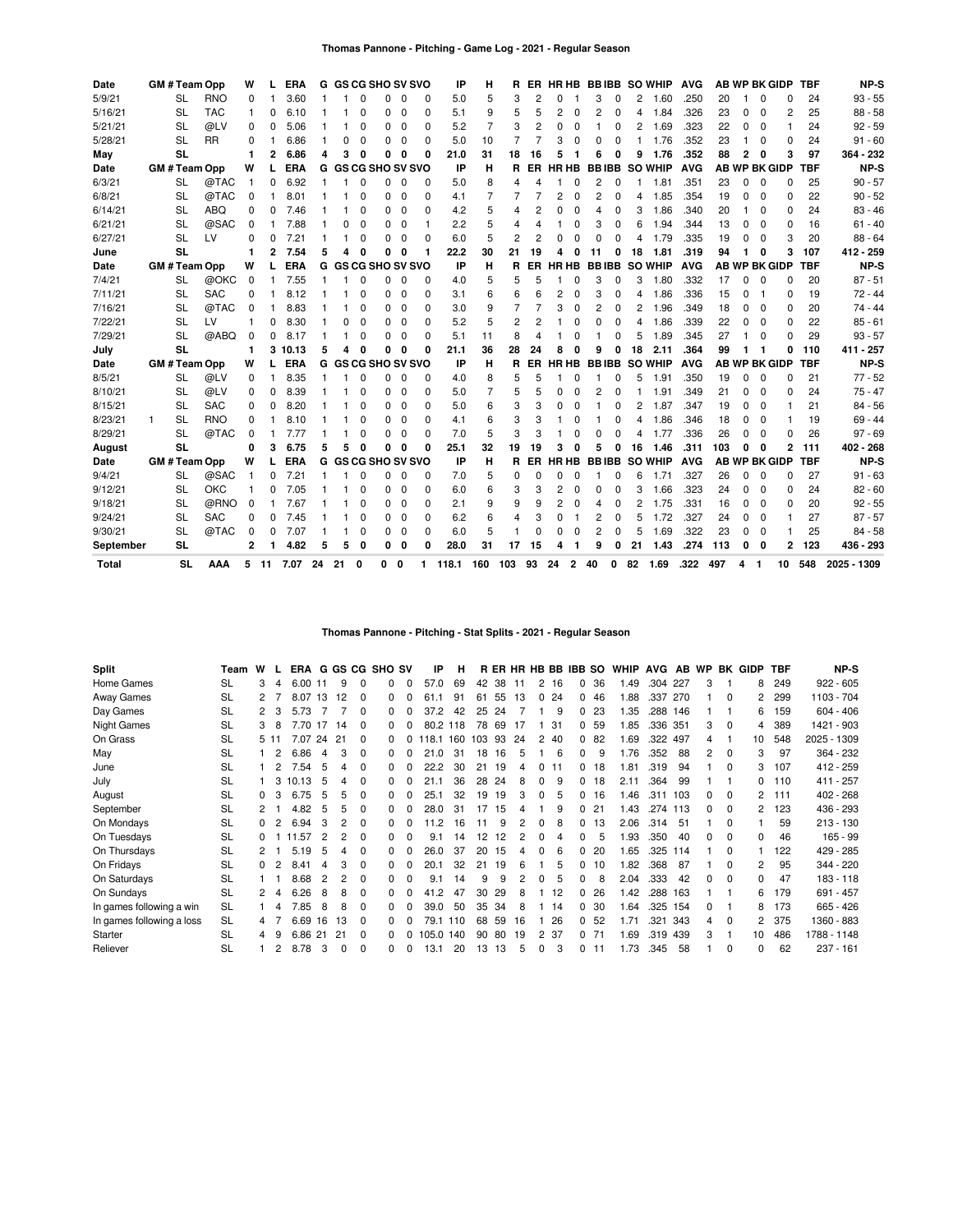## Thomas Pannone - Pitching - Game Log - 2021 - Regular Season

| Date | GM # | Team | Opp | W | L | ERA | G | GS | CG | SHO | SV | SVO | IP | H | R | ER | HR | HB | BB | IBB | SO | WHIP | AVG | AB | WP | BK | GIDP | TBF | NP-S |
|---|---|---|---|---|---|---|---|---|---|---|---|---|---|---|---|---|---|---|---|---|---|---|---|---|---|---|---|---|---|
| 5/9/21 | | SL | RNO | 0 | 1 | 3.60 | 1 | 1 | 0 | 0 | 0 | 0 | 5.0 | 5 | 3 | 2 | 0 | 1 | 3 | 0 | 2 | 1.60 | .250 | 20 | 1 | 0 | 0 | 24 | 93 - 55 |
| 5/16/21 | | SL | TAC | 1 | 0 | 6.10 | 1 | 1 | 0 | 0 | 0 | 0 | 5.1 | 9 | 5 | 5 | 2 | 0 | 2 | 0 | 4 | 1.84 | .326 | 23 | 0 | 0 | 2 | 25 | 88 - 58 |
| 5/21/21 | | SL | @LV | 0 | 0 | 5.06 | 1 | 1 | 0 | 0 | 0 | 0 | 5.2 | 7 | 3 | 2 | 0 | 0 | 1 | 0 | 2 | 1.69 | .323 | 22 | 0 | 0 | 1 | 24 | 92 - 59 |
| 5/28/21 | | SL | RR | 0 | 1 | 6.86 | 1 | 0 | 0 | 0 | 0 | 0 | 5.0 | 10 | 7 | 7 | 3 | 0 | 0 | 0 | 1 | 1.76 | .352 | 23 | 1 | 0 | 0 | 24 | 91 - 60 |
| **May** | | **SL** | | **1** | **2** | **6.86** | **4** | **3** | **0** | **0** | **0** | **0** | **21.0** | **31** | **18** | **16** | **5** | **1** | **6** | **0** | **9** | **1.76** | **.352** | **88** | **2** | **0** | **3** | **97** | **364 - 232** |
| **Date** | **GM #** | **Team** | **Opp** | **W** | **L** | **ERA** | **G** | **GS** | **CG** | **SHO** | **SV** | **SVO** | **IP** | **H** | **R** | **ER** | **HR** | **HB** | **BB** | **IBB** | **SO** | **WHIP** | **AVG** | **AB** | **WP** | **BK** | **GIDP** | **TBF** | **NP-S** |
| 6/3/21 | | SL | @TAC | 1 | 0 | 6.92 | 1 | 1 | 0 | 0 | 0 | 0 | 5.0 | 8 | 4 | 4 | 1 | 0 | 2 | 0 | 1 | 1.81 | .351 | 23 | 0 | 0 | 0 | 25 | 90 - 57 |
| 6/8/21 | | SL | @TAC | 0 | 1 | 8.01 | 1 | 1 | 0 | 0 | 0 | 0 | 4.1 | 7 | 7 | 7 | 2 | 0 | 2 | 0 | 4 | 1.85 | .354 | 19 | 0 | 0 | 0 | 22 | 90 - 52 |
| 6/14/21 | | SL | ABQ | 0 | 0 | 7.46 | 1 | 1 | 0 | 0 | 0 | 0 | 4.2 | 5 | 4 | 2 | 0 | 0 | 4 | 0 | 3 | 1.86 | .340 | 20 | 1 | 0 | 0 | 24 | 83 - 46 |
| 6/21/21 | | SL | @SAC | 0 | 1 | 7.88 | 1 | 0 | 0 | 0 | 0 | 1 | 2.2 | 5 | 4 | 4 | 1 | 0 | 3 | 0 | 6 | 1.94 | .344 | 13 | 0 | 0 | 0 | 16 | 61 - 40 |
| 6/27/21 | | SL | LV | 0 | 0 | 7.21 | 1 | 1 | 0 | 0 | 0 | 0 | 6.0 | 5 | 2 | 2 | 0 | 0 | 0 | 0 | 4 | 1.79 | .335 | 19 | 0 | 0 | 3 | 20 | 88 - 64 |
| **June** | | **SL** | | **1** | **2** | **7.54** | **5** | **4** | **0** | **0** | **0** | **1** | **22.2** | **30** | **21** | **19** | **4** | **0** | **11** | **0** | **18** | **1.81** | **.319** | **94** | **1** | **0** | **3** | **107** | **412 - 259** |
| **Date** | **GM #** | **Team** | **Opp** | **W** | **L** | **ERA** | **G** | **GS** | **CG** | **SHO** | **SV** | **SVO** | **IP** | **H** | **R** | **ER** | **HR** | **HB** | **BB** | **IBB** | **SO** | **WHIP** | **AVG** | **AB** | **WP** | **BK** | **GIDP** | **TBF** | **NP-S** |
| 7/4/21 | | SL | @OKC | 0 | 1 | 7.55 | 1 | 1 | 0 | 0 | 0 | 0 | 4.0 | 5 | 5 | 5 | 1 | 0 | 3 | 0 | 3 | 1.80 | .332 | 17 | 0 | 0 | 0 | 20 | 87 - 51 |
| 7/11/21 | | SL | SAC | 0 | 1 | 8.12 | 1 | 1 | 0 | 0 | 0 | 0 | 3.1 | 6 | 6 | 6 | 2 | 0 | 3 | 0 | 4 | 1.86 | .336 | 15 | 0 | 1 | 0 | 19 | 72 - 44 |
| 7/16/21 | | SL | @TAC | 0 | 1 | 8.83 | 1 | 1 | 0 | 0 | 0 | 0 | 3.0 | 9 | 7 | 7 | 3 | 0 | 2 | 0 | 2 | 1.96 | .349 | 18 | 0 | 0 | 0 | 20 | 74 - 44 |
| 7/22/21 | | SL | LV | 1 | 0 | 8.30 | 1 | 0 | 0 | 0 | 0 | 0 | 5.2 | 5 | 2 | 2 | 1 | 0 | 0 | 0 | 4 | 1.86 | .339 | 22 | 0 | 0 | 0 | 22 | 85 - 61 |
| 7/29/21 | | SL | @ABQ | 0 | 0 | 8.17 | 1 | 1 | 0 | 0 | 0 | 0 | 5.1 | 11 | 8 | 4 | 1 | 0 | 1 | 0 | 5 | 1.89 | .345 | 27 | 1 | 0 | 0 | 29 | 93 - 57 |
| **July** | | **SL** | | **1** | **3** | **10.13** | **5** | **4** | **0** | **0** | **0** | **0** | **21.1** | **36** | **28** | **24** | **8** | **0** | **9** | **0** | **18** | **2.11** | **.364** | **99** | **1** | **1** | **0** | **110** | **411 - 257** |
| **Date** | **GM #** | **Team** | **Opp** | **W** | **L** | **ERA** | **G** | **GS** | **CG** | **SHO** | **SV** | **SVO** | **IP** | **H** | **R** | **ER** | **HR** | **HB** | **BB** | **IBB** | **SO** | **WHIP** | **AVG** | **AB** | **WP** | **BK** | **GIDP** | **TBF** | **NP-S** |
| 8/5/21 | | SL | @LV | 0 | 1 | 8.35 | 1 | 1 | 0 | 0 | 0 | 0 | 4.0 | 8 | 5 | 5 | 1 | 0 | 1 | 0 | 5 | 1.91 | .350 | 19 | 0 | 0 | 0 | 21 | 77 - 52 |
| 8/10/21 | | SL | @LV | 0 | 0 | 8.39 | 1 | 1 | 0 | 0 | 0 | 0 | 5.0 | 7 | 5 | 5 | 0 | 0 | 2 | 0 | 1 | 1.91 | .349 | 21 | 0 | 0 | 0 | 24 | 75 - 47 |
| 8/15/21 | | SL | SAC | 0 | 0 | 8.20 | 1 | 1 | 0 | 0 | 0 | 0 | 5.0 | 6 | 3 | 3 | 0 | 0 | 1 | 0 | 2 | 1.87 | .347 | 19 | 0 | 0 | 1 | 21 | 84 - 56 |
| 8/23/21 | 1 | SL | RNO | 0 | 1 | 8.10 | 1 | 1 | 0 | 0 | 0 | 0 | 4.1 | 6 | 3 | 3 | 1 | 0 | 1 | 0 | 4 | 1.86 | .346 | 18 | 0 | 0 | 1 | 19 | 69 - 44 |
| 8/29/21 | | SL | @TAC | 0 | 1 | 7.77 | 1 | 1 | 0 | 0 | 0 | 0 | 7.0 | 5 | 3 | 3 | 1 | 0 | 0 | 0 | 4 | 1.77 | .336 | 26 | 0 | 0 | 0 | 26 | 97 - 69 |
| **August** | | **SL** | | **0** | **3** | **6.75** | **5** | **5** | **0** | **0** | **0** | **0** | **25.1** | **32** | **19** | **19** | **3** | **0** | **5** | **0** | **16** | **1.46** | **.311** | **103** | **0** | **0** | **2** | **111** | **402 - 268** |
| **Date** | **GM #** | **Team** | **Opp** | **W** | **L** | **ERA** | **G** | **GS** | **CG** | **SHO** | **SV** | **SVO** | **IP** | **H** | **R** | **ER** | **HR** | **HB** | **BB** | **IBB** | **SO** | **WHIP** | **AVG** | **AB** | **WP** | **BK** | **GIDP** | **TBF** | **NP-S** |
| 9/4/21 | | SL | @SAC | 1 | 0 | 7.21 | 1 | 1 | 0 | 0 | 0 | 0 | 7.0 | 5 | 0 | 0 | 0 | 0 | 1 | 0 | 6 | 1.71 | .327 | 26 | 0 | 0 | 0 | 27 | 91 - 63 |
| 9/12/21 | | SL | OKC | 1 | 0 | 7.05 | 1 | 1 | 0 | 0 | 0 | 0 | 6.0 | 6 | 3 | 3 | 2 | 0 | 0 | 0 | 3 | 1.66 | .323 | 24 | 0 | 0 | 0 | 24 | 82 - 60 |
| 9/18/21 | | SL | @RNO | 0 | 1 | 7.67 | 1 | 1 | 0 | 0 | 0 | 0 | 2.1 | 9 | 9 | 9 | 2 | 0 | 4 | 0 | 2 | 1.75 | .331 | 16 | 0 | 0 | 0 | 20 | 92 - 55 |
| 9/24/21 | | SL | SAC | 0 | 0 | 7.45 | 1 | 1 | 0 | 0 | 0 | 0 | 6.2 | 6 | 4 | 3 | 0 | 1 | 2 | 0 | 5 | 1.72 | .327 | 24 | 0 | 0 | 1 | 27 | 87 - 57 |
| 9/30/21 | | SL | @TAC | 0 | 0 | 7.07 | 1 | 1 | 0 | 0 | 0 | 0 | 6.0 | 5 | 1 | 0 | 0 | 0 | 2 | 0 | 5 | 1.69 | .322 | 23 | 0 | 0 | 1 | 25 | 84 - 58 |
| **September** | | **SL** | | **2** | **1** | **4.82** | **5** | **5** | **0** | **0** | **0** | **0** | **28.0** | **31** | **17** | **15** | **4** | **1** | **9** | **0** | **21** | **1.43** | **.274** | **113** | **0** | **0** | **2** | **123** | **436 - 293** |
| **Total** | | **SL** | **AAA** | **5** | **11** | **7.07** | **24** | **21** | **0** | **0** | **0** | **1** | **118.1** | **160** | **103** | **93** | **24** | **2** | **40** | **0** | **82** | **1.69** | **.322** | **497** | **4** | **1** | **10** | **548** | **2025 - 1309** |

## Thomas Pannone - Pitching - Stat Splits - 2021 - Regular Season

| Split | Team | W | L | ERA | G | GS | CG | SHO | SV | IP | H | R | ER | HR | HB | BB | IBB | SO | WHIP | AVG | AB | WP | BK | GIDP | TBF | NP-S |
|---|---|---|---|---|---|---|---|---|---|---|---|---|---|---|---|---|---|---|---|---|---|---|---|---|---|---|
| Home Games | SL | 3 | 4 | 6.00 | 11 | 9 | 0 | 0 | 0 | 57.0 | 69 | 42 | 38 | 11 | 2 | 16 | 0 | 36 | 1.49 | .304 | 227 | 3 | 1 | 8 | 249 | 922 - 605 |
| Away Games | SL | 2 | 7 | 8.07 | 13 | 12 | 0 | 0 | 0 | 61.1 | 91 | 61 | 55 | 13 | 0 | 24 | 0 | 46 | 1.88 | .337 | 270 | 1 | 0 | 2 | 299 | 1103 - 704 |
| Day Games | SL | 2 | 3 | 5.73 | 7 | 7 | 0 | 0 | 0 | 37.2 | 42 | 25 | 24 | 7 | 1 | 9 | 0 | 23 | 1.35 | .288 | 146 | 1 | 1 | 6 | 159 | 604 - 406 |
| Night Games | SL | 3 | 8 | 7.70 | 17 | 14 | 0 | 0 | 0 | 80.2 | 118 | 78 | 69 | 17 | 1 | 31 | 0 | 59 | 1.85 | .336 | 351 | 3 | 0 | 4 | 389 | 1421 - 903 |
| On Grass | SL | 5 | 11 | 7.07 | 24 | 21 | 0 | 0 | 0 | 118.1 | 160 | 103 | 93 | 24 | 2 | 40 | 0 | 82 | 1.69 | .322 | 497 | 4 | 1 | 10 | 548 | 2025 - 1309 |
| May | SL | 1 | 2 | 6.86 | 4 | 3 | 0 | 0 | 0 | 21.0 | 31 | 18 | 16 | 5 | 1 | 6 | 0 | 9 | 1.76 | .352 | 88 | 2 | 0 | 3 | 97 | 364 - 232 |
| June | SL | 1 | 2 | 7.54 | 5 | 4 | 0 | 0 | 0 | 22.2 | 30 | 21 | 19 | 4 | 0 | 11 | 0 | 18 | 1.81 | .319 | 94 | 1 | 0 | 3 | 107 | 412 - 259 |
| July | SL | 1 | 3 | 10.13 | 5 | 4 | 0 | 0 | 0 | 21.1 | 36 | 28 | 24 | 8 | 0 | 9 | 0 | 18 | 2.11 | .364 | 99 | 1 | 1 | 0 | 110 | 411 - 257 |
| August | SL | 0 | 3 | 6.75 | 5 | 5 | 0 | 0 | 0 | 25.1 | 32 | 19 | 19 | 3 | 0 | 5 | 0 | 16 | 1.46 | .311 | 103 | 0 | 0 | 2 | 111 | 402 - 268 |
| September | SL | 2 | 1 | 4.82 | 5 | 5 | 0 | 0 | 0 | 28.0 | 31 | 17 | 15 | 4 | 1 | 9 | 0 | 21 | 1.43 | .274 | 113 | 0 | 0 | 2 | 123 | 436 - 293 |
| On Mondays | SL | 0 | 2 | 6.94 | 3 | 2 | 0 | 0 | 0 | 11.2 | 16 | 11 | 9 | 2 | 0 | 8 | 0 | 13 | 2.06 | .314 | 51 | 1 | 0 | 1 | 59 | 213 - 130 |
| On Tuesdays | SL | 0 | 1 | 11.57 | 2 | 2 | 0 | 0 | 0 | 9.1 | 14 | 12 | 12 | 2 | 0 | 4 | 0 | 5 | 1.93 | .350 | 40 | 0 | 0 | 0 | 46 | 165 - 99 |
| On Thursdays | SL | 2 | 1 | 5.19 | 5 | 4 | 0 | 0 | 0 | 26.0 | 37 | 20 | 15 | 4 | 0 | 6 | 0 | 20 | 1.65 | .325 | 114 | 1 | 0 | 1 | 122 | 429 - 285 |
| On Fridays | SL | 0 | 2 | 8.41 | 4 | 3 | 0 | 0 | 0 | 20.1 | 32 | 21 | 19 | 6 | 1 | 5 | 0 | 10 | 1.82 | .368 | 87 | 1 | 0 | 2 | 95 | 344 - 220 |
| On Saturdays | SL | 1 | 1 | 8.68 | 2 | 2 | 0 | 0 | 0 | 9.1 | 14 | 9 | 9 | 2 | 0 | 5 | 0 | 8 | 2.04 | .333 | 42 | 0 | 0 | 0 | 47 | 183 - 118 |
| On Sundays | SL | 2 | 4 | 6.26 | 8 | 8 | 0 | 0 | 0 | 41.2 | 47 | 30 | 29 | 8 | 1 | 12 | 0 | 26 | 1.42 | .288 | 163 | 1 | 1 | 6 | 179 | 691 - 457 |
| In games following a win | SL | 1 | 4 | 7.85 | 8 | 8 | 0 | 0 | 0 | 39.0 | 50 | 35 | 34 | 8 | 1 | 14 | 0 | 30 | 1.64 | .325 | 154 | 0 | 1 | 8 | 173 | 665 - 426 |
| In games following a loss | SL | 4 | 7 | 6.69 | 16 | 13 | 0 | 0 | 0 | 79.1 | 110 | 68 | 59 | 16 | 1 | 26 | 0 | 52 | 1.71 | .321 | 343 | 4 | 0 | 2 | 375 | 1360 - 883 |
| Starter | SL | 4 | 9 | 6.86 | 21 | 21 | 0 | 0 | 0 | 105.0 | 140 | 90 | 80 | 19 | 2 | 37 | 0 | 71 | 1.69 | .319 | 439 | 3 | 1 | 10 | 486 | 1788 - 1148 |
| Reliever | SL | 1 | 2 | 8.78 | 3 | 0 | 0 | 0 | 0 | 13.1 | 20 | 13 | 13 | 5 | 0 | 3 | 0 | 11 | 1.73 | .345 | 58 | 1 | 0 | 0 | 62 | 237 - 161 |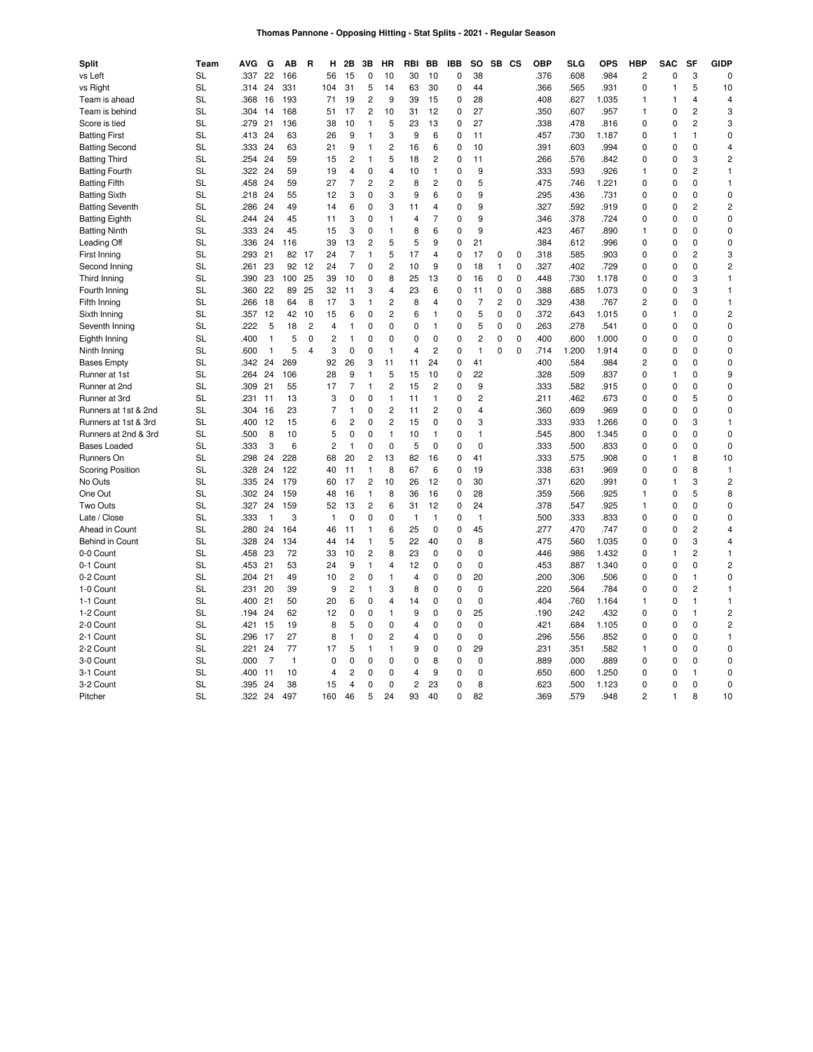**Thomas Pannone - Opposing Hitting - Stat Splits - 2021 - Regular Season**

| Split | Team | AVG | G | AB | R | H | 2B | 3B | HR | RBI | BB | IBB | SO | SB | CS | OBP | SLG | OPS | HBP | SAC | SF | GIDP |
|---|---|---|---|---|---|---|---|---|---|---|---|---|---|---|---|---|---|---|---|---|---|---|
| vs Left | SL | .337 | 22 | 166 | | 56 | 15 | 0 | 10 | 30 | 10 | 0 | 38 | | | .376 | .608 | .984 | 2 | 0 | 3 | 0 |
| vs Right | SL | .314 | 24 | 331 | | 104 | 31 | 5 | 14 | 63 | 30 | 0 | 44 | | | .366 | .565 | .931 | 0 | 1 | 5 | 10 |
| Team is ahead | SL | .368 | 16 | 193 | | 71 | 19 | 2 | 9 | 39 | 15 | 0 | 28 | | | .408 | .627 | 1.035 | 1 | 1 | 4 | 4 |
| Team is behind | SL | .304 | 14 | 168 | | 51 | 17 | 2 | 10 | 31 | 12 | 0 | 27 | | | .350 | .607 | .957 | 1 | 0 | 2 | 3 |
| Score is tied | SL | .279 | 21 | 136 | | 38 | 10 | 1 | 5 | 23 | 13 | 0 | 27 | | | .338 | .478 | .816 | 0 | 0 | 2 | 3 |
| Batting First | SL | .413 | 24 | 63 | | 26 | 9 | 1 | 3 | 9 | 6 | 0 | 11 | | | .457 | .730 | 1.187 | 0 | 1 | 1 | 0 |
| Batting Second | SL | .333 | 24 | 63 | | 21 | 9 | 1 | 2 | 16 | 6 | 0 | 10 | | | .391 | .603 | .994 | 0 | 0 | 0 | 4 |
| Batting Third | SL | .254 | 24 | 59 | | 15 | 2 | 1 | 5 | 18 | 2 | 0 | 11 | | | .266 | .576 | .842 | 0 | 0 | 3 | 2 |
| Batting Fourth | SL | .322 | 24 | 59 | | 19 | 4 | 0 | 4 | 10 | 1 | 0 | 9 | | | .333 | .593 | .926 | 1 | 0 | 2 | 1 |
| Batting Fifth | SL | .458 | 24 | 59 | | 27 | 7 | 2 | 2 | 8 | 2 | 0 | 5 | | | .475 | .746 | 1.221 | 0 | 0 | 0 | 1 |
| Batting Sixth | SL | .218 | 24 | 55 | | 12 | 3 | 0 | 3 | 9 | 6 | 0 | 9 | | | .295 | .436 | .731 | 0 | 0 | 0 | 0 |
| Batting Seventh | SL | .286 | 24 | 49 | | 14 | 6 | 0 | 3 | 11 | 4 | 0 | 9 | | | .327 | .592 | .919 | 0 | 0 | 2 | 2 |
| Batting Eighth | SL | .244 | 24 | 45 | | 11 | 3 | 0 | 1 | 4 | 7 | 0 | 9 | | | .346 | .378 | .724 | 0 | 0 | 0 | 0 |
| Batting Ninth | SL | .333 | 24 | 45 | | 15 | 3 | 0 | 1 | 8 | 6 | 0 | 9 | | | .423 | .467 | .890 | 1 | 0 | 0 | 0 |
| Leading Off | SL | .336 | 24 | 116 | | 39 | 13 | 2 | 5 | 5 | 9 | 0 | 21 | | | .384 | .612 | .996 | 0 | 0 | 0 | 0 |
| First Inning | SL | .293 | 21 | 82 | 17 | 24 | 7 | 1 | 5 | 17 | 4 | 0 | 17 | 0 | 0 | .318 | .585 | .903 | 0 | 0 | 2 | 3 |
| Second Inning | SL | .261 | 23 | 92 | 12 | 24 | 7 | 0 | 2 | 10 | 9 | 0 | 18 | 1 | 0 | .327 | .402 | .729 | 0 | 0 | 0 | 2 |
| Third Inning | SL | .390 | 23 | 100 | 25 | 39 | 10 | 0 | 8 | 25 | 13 | 0 | 16 | 0 | 0 | .448 | .730 | 1.178 | 0 | 0 | 3 | 1 |
| Fourth Inning | SL | .360 | 22 | 89 | 25 | 32 | 11 | 3 | 4 | 23 | 6 | 0 | 11 | 0 | 0 | .388 | .685 | 1.073 | 0 | 0 | 3 | 1 |
| Fifth Inning | SL | .266 | 18 | 64 | 8 | 17 | 3 | 1 | 2 | 8 | 4 | 0 | 7 | 2 | 0 | .329 | .438 | .767 | 2 | 0 | 0 | 1 |
| Sixth Inning | SL | .357 | 12 | 42 | 10 | 15 | 6 | 0 | 2 | 6 | 1 | 0 | 5 | 0 | 0 | .372 | .643 | 1.015 | 0 | 1 | 0 | 2 |
| Seventh Inning | SL | .222 | 5 | 18 | 2 | 4 | 1 | 0 | 0 | 0 | 1 | 0 | 5 | 0 | 0 | .263 | .278 | .541 | 0 | 0 | 0 | 0 |
| Eighth Inning | SL | .400 | 1 | 5 | 0 | 2 | 1 | 0 | 0 | 0 | 0 | 0 | 2 | 0 | 0 | .400 | .600 | 1.000 | 0 | 0 | 0 | 0 |
| Ninth Inning | SL | .600 | 1 | 5 | 4 | 3 | 0 | 0 | 1 | 4 | 2 | 0 | 1 | 0 | 0 | .714 | 1.200 | 1.914 | 0 | 0 | 0 | 0 |
| Bases Empty | SL | .342 | 24 | 269 | | 92 | 26 | 3 | 11 | 11 | 24 | 0 | 41 | | | .400 | .584 | .984 | 2 | 0 | 0 | 0 |
| Runner at 1st | SL | .264 | 24 | 106 | | 28 | 9 | 1 | 5 | 15 | 10 | 0 | 22 | | | .328 | .509 | .837 | 0 | 1 | 0 | 9 |
| Runner at 2nd | SL | .309 | 21 | 55 | | 17 | 7 | 1 | 2 | 15 | 2 | 0 | 9 | | | .333 | .582 | .915 | 0 | 0 | 0 | 0 |
| Runner at 3rd | SL | .231 | 11 | 13 | | 3 | 0 | 0 | 1 | 11 | 1 | 0 | 2 | | | .211 | .462 | .673 | 0 | 0 | 5 | 0 |
| Runners at 1st & 2nd | SL | .304 | 16 | 23 | | 7 | 1 | 0 | 2 | 11 | 2 | 0 | 4 | | | .360 | .609 | .969 | 0 | 0 | 0 | 0 |
| Runners at 1st & 3rd | SL | .400 | 12 | 15 | | 6 | 2 | 0 | 2 | 15 | 0 | 0 | 3 | | | .333 | .933 | 1.266 | 0 | 0 | 3 | 1 |
| Runners at 2nd & 3rd | SL | .500 | 8 | 10 | | 5 | 0 | 0 | 1 | 10 | 1 | 0 | 1 | | | .545 | .800 | 1.345 | 0 | 0 | 0 | 0 |
| Bases Loaded | SL | .333 | 3 | 6 | | 2 | 1 | 0 | 0 | 5 | 0 | 0 | 0 | | | .333 | .500 | .833 | 0 | 0 | 0 | 0 |
| Runners On | SL | .298 | 24 | 228 | | 68 | 20 | 2 | 13 | 82 | 16 | 0 | 41 | | | .333 | .575 | .908 | 0 | 1 | 8 | 10 |
| Scoring Position | SL | .328 | 24 | 122 | | 40 | 11 | 1 | 8 | 67 | 6 | 0 | 19 | | | .338 | .631 | .969 | 0 | 0 | 8 | 1 |
| No Outs | SL | .335 | 24 | 179 | | 60 | 17 | 2 | 10 | 26 | 12 | 0 | 30 | | | .371 | .620 | .991 | 0 | 1 | 3 | 2 |
| One Out | SL | .302 | 24 | 159 | | 48 | 16 | 1 | 8 | 36 | 16 | 0 | 28 | | | .359 | .566 | .925 | 1 | 0 | 5 | 8 |
| Two Outs | SL | .327 | 24 | 159 | | 52 | 13 | 2 | 6 | 31 | 12 | 0 | 24 | | | .378 | .547 | .925 | 1 | 0 | 0 | 0 |
| Late / Close | SL | .333 | 1 | 3 | | 1 | 0 | 0 | 0 | 1 | 1 | 0 | 1 | | | .500 | .333 | .833 | 0 | 0 | 0 | 0 |
| Ahead in Count | SL | .280 | 24 | 164 | | 46 | 11 | 1 | 6 | 25 | 0 | 0 | 45 | | | .277 | .470 | .747 | 0 | 0 | 2 | 4 |
| Behind in Count | SL | .328 | 24 | 134 | | 44 | 14 | 1 | 5 | 22 | 40 | 0 | 8 | | | .475 | .560 | 1.035 | 0 | 0 | 3 | 4 |
| 0-0 Count | SL | .458 | 23 | 72 | | 33 | 10 | 2 | 8 | 23 | 0 | 0 | 0 | | | .446 | .986 | 1.432 | 0 | 1 | 2 | 1 |
| 0-1 Count | SL | .453 | 21 | 53 | | 24 | 9 | 1 | 4 | 12 | 0 | 0 | 0 | | | .453 | .887 | 1.340 | 0 | 0 | 0 | 2 |
| 0-2 Count | SL | .204 | 21 | 49 | | 10 | 2 | 0 | 1 | 4 | 0 | 0 | 20 | | | .200 | .306 | .506 | 0 | 0 | 1 | 0 |
| 1-0 Count | SL | .231 | 20 | 39 | | 9 | 2 | 1 | 3 | 8 | 0 | 0 | 0 | | | .220 | .564 | .784 | 0 | 0 | 2 | 1 |
| 1-1 Count | SL | .400 | 21 | 50 | | 20 | 6 | 0 | 4 | 14 | 0 | 0 | 0 | | | .404 | .760 | 1.164 | 1 | 0 | 1 | 1 |
| 1-2 Count | SL | .194 | 24 | 62 | | 12 | 0 | 0 | 1 | 9 | 0 | 0 | 25 | | | .190 | .242 | .432 | 0 | 0 | 1 | 2 |
| 2-0 Count | SL | .421 | 15 | 19 | | 8 | 5 | 0 | 0 | 4 | 0 | 0 | 0 | | | .421 | .684 | 1.105 | 0 | 0 | 0 | 2 |
| 2-1 Count | SL | .296 | 17 | 27 | | 8 | 1 | 0 | 2 | 4 | 0 | 0 | 0 | | | .296 | .556 | .852 | 0 | 0 | 0 | 1 |
| 2-2 Count | SL | .221 | 24 | 77 | | 17 | 5 | 1 | 1 | 9 | 0 | 0 | 29 | | | .231 | .351 | .582 | 1 | 0 | 0 | 0 |
| 3-0 Count | SL | .000 | 7 | 1 | | 0 | 0 | 0 | 0 | 0 | 8 | 0 | 0 | | | .889 | .000 | .889 | 0 | 0 | 0 | 0 |
| 3-1 Count | SL | .400 | 11 | 10 | | 4 | 2 | 0 | 0 | 4 | 9 | 0 | 0 | | | .650 | .600 | 1.250 | 0 | 0 | 1 | 0 |
| 3-2 Count | SL | .395 | 24 | 38 | | 15 | 4 | 0 | 0 | 2 | 23 | 0 | 8 | | | .623 | .500 | 1.123 | 0 | 0 | 0 | 0 |
| Pitcher | SL | .322 | 24 | 497 | | 160 | 46 | 5 | 24 | 93 | 40 | 0 | 82 | | | .369 | .579 | .948 | 2 | 1 | 8 | 10 |